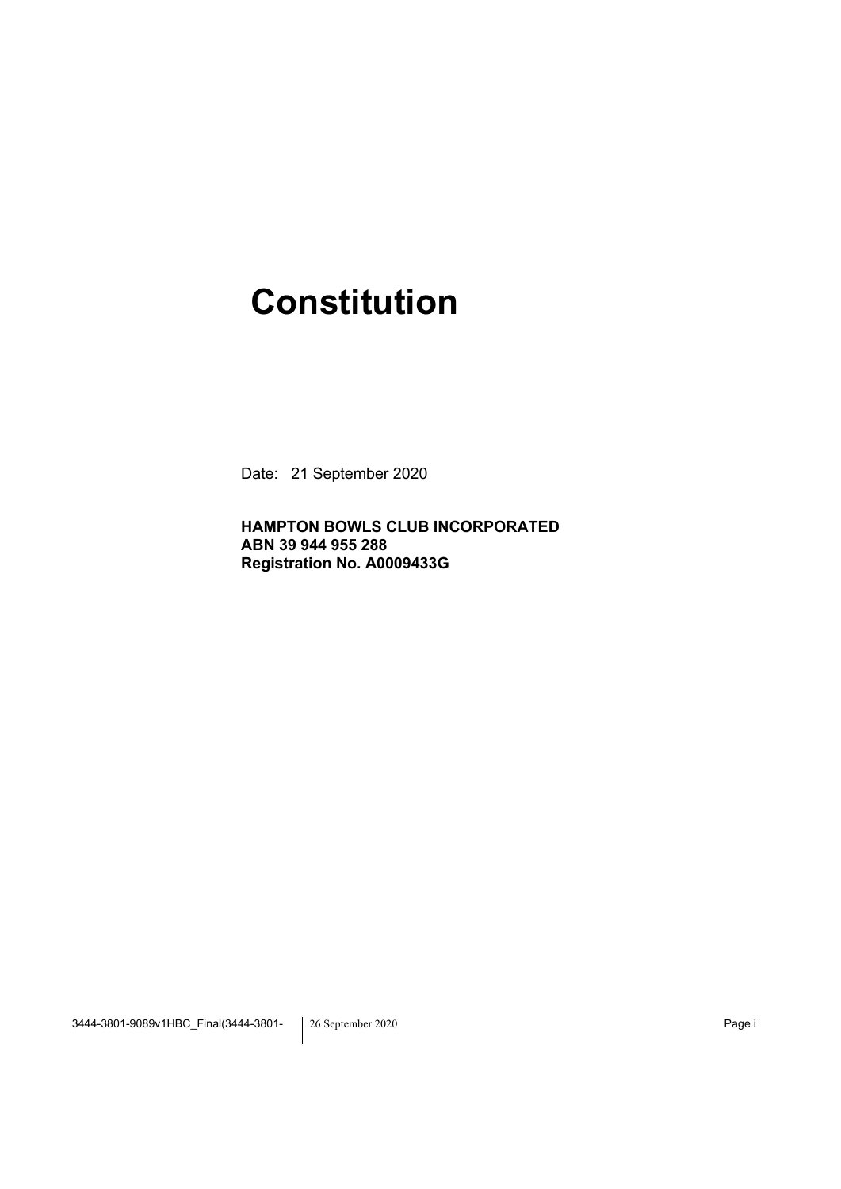# Constitution

Date: 21 September 2020

**HAMPTON BOWLS CLUB INCORPORATED**
**ABN 39 944 955 288**
**Registration No. A0009433G**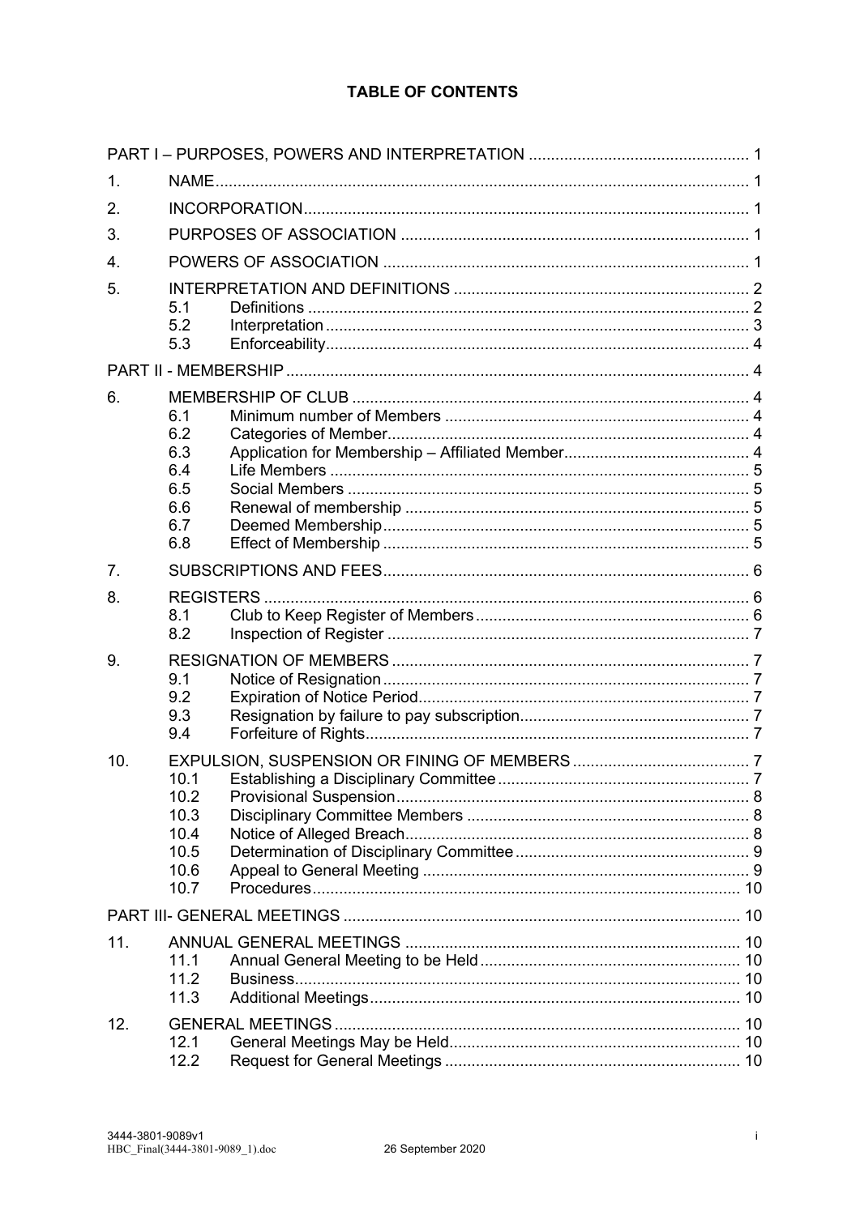# TABLE OF CONTENTS

| | | | |
|---|---|---|---|
| PART I – PURPOSES, POWERS AND INTERPRETATION | | | 1 |
| 1. | NAME | | 1 |
| 2. | INCORPORATION | | 1 |
| 3. | PURPOSES OF ASSOCIATION | | 1 |
| 4. | POWERS OF ASSOCIATION | | 1 |
| 5. | INTERPRETATION AND DEFINITIONS | | 2 |
| | 5.1 | Definitions | 2 |
| | 5.2 | Interpretation | 3 |
| | 5.3 | Enforceability | 4 |
| PART II - MEMBERSHIP | | | 4 |
| 6. | MEMBERSHIP OF CLUB | | 4 |
| | 6.1 | Minimum number of Members | 4 |
| | 6.2 | Categories of Member | 4 |
| | 6.3 | Application for Membership – Affiliated Member | 4 |
| | 6.4 | Life Members | 5 |
| | 6.5 | Social Members | 5 |
| | 6.6 | Renewal of membership | 5 |
| | 6.7 | Deemed Membership | 5 |
| | 6.8 | Effect of Membership | 5 |
| 7. | SUBSCRIPTIONS AND FEES | | 6 |
| 8. | REGISTERS | | 6 |
| | 8.1 | Club to Keep Register of Members | 6 |
| | 8.2 | Inspection of Register | 7 |
| 9. | RESIGNATION OF MEMBERS | | 7 |
| | 9.1 | Notice of Resignation | 7 |
| | 9.2 | Expiration of Notice Period | 7 |
| | 9.3 | Resignation by failure to pay subscription | 7 |
| | 9.4 | Forfeiture of Rights | 7 |
| 10. | EXPULSION, SUSPENSION OR FINING OF MEMBERS | | 7 |
| | 10.1 | Establishing a Disciplinary Committee | 7 |
| | 10.2 | Provisional Suspension | 8 |
| | 10.3 | Disciplinary Committee Members | 8 |
| | 10.4 | Notice of Alleged Breach | 8 |
| | 10.5 | Determination of Disciplinary Committee | 9 |
| | 10.6 | Appeal to General Meeting | 9 |
| | 10.7 | Procedures | 10 |
| PART III- GENERAL MEETINGS | | | 10 |
| 11. | ANNUAL GENERAL MEETINGS | | 10 |
| | 11.1 | Annual General Meeting to be Held | 10 |
| | 11.2 | Business | 10 |
| | 11.3 | Additional Meetings | 10 |
| 12. | GENERAL MEETINGS | | 10 |
| | 12.1 | General Meetings May be Held | 10 |
| | 12.2 | Request for General Meetings | 10 |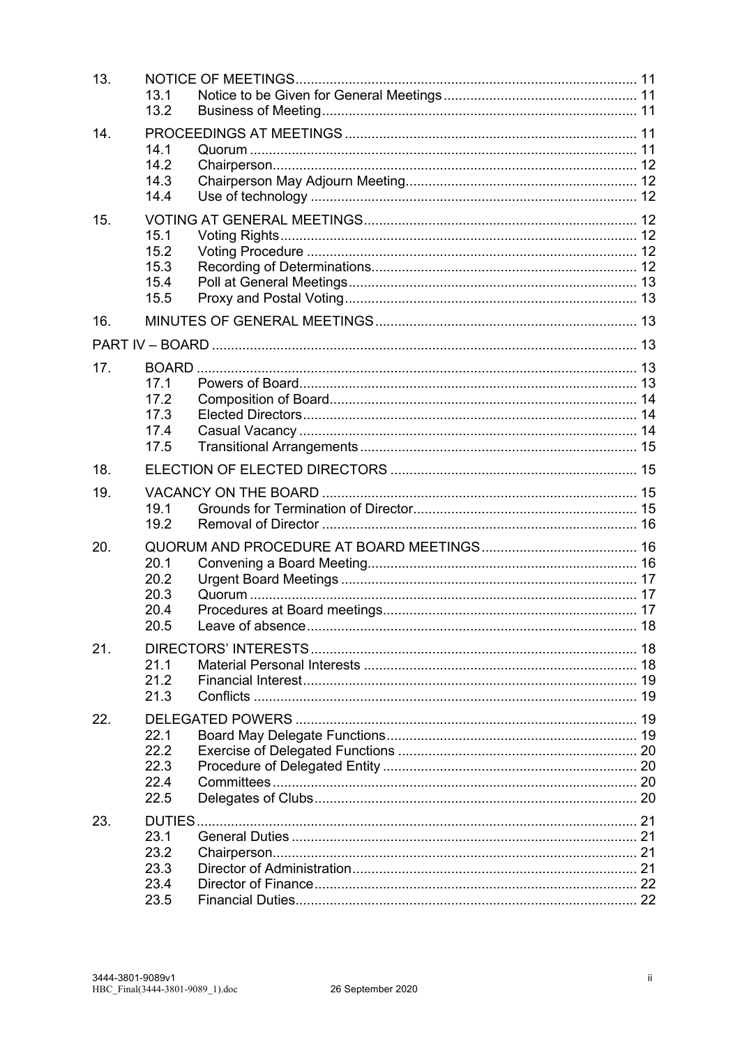| | | | |
|---|---|---|---|
| 13. | NOTICE OF MEETINGS | | 11 |
| | 13.1 | Notice to be Given for General Meetings | 11 |
| | 13.2 | Business of Meeting | 11 |
| 14. | PROCEEDINGS AT MEETINGS | | 11 |
| | 14.1 | Quorum | 11 |
| | 14.2 | Chairperson | 12 |
| | 14.3 | Chairperson May Adjourn Meeting | 12 |
| | 14.4 | Use of technology | 12 |
| 15. | VOTING AT GENERAL MEETINGS | | 12 |
| | 15.1 | Voting Rights | 12 |
| | 15.2 | Voting Procedure | 12 |
| | 15.3 | Recording of Determinations | 12 |
| | 15.4 | Poll at General Meetings | 13 |
| | 15.5 | Proxy and Postal Voting | 13 |
| 16. | MINUTES OF GENERAL MEETINGS | | 13 |
| PART IV – BOARD | | | 13 |
| 17. | BOARD | | 13 |
| | 17.1 | Powers of Board | 13 |
| | 17.2 | Composition of Board | 14 |
| | 17.3 | Elected Directors | 14 |
| | 17.4 | Casual Vacancy | 14 |
| | 17.5 | Transitional Arrangements | 15 |
| 18. | ELECTION OF ELECTED DIRECTORS | | 15 |
| 19. | VACANCY ON THE BOARD | | 15 |
| | 19.1 | Grounds for Termination of Director | 15 |
| | 19.2 | Removal of Director | 16 |
| 20. | QUORUM AND PROCEDURE AT BOARD MEETINGS | | 16 |
| | 20.1 | Convening a Board Meeting | 16 |
| | 20.2 | Urgent Board Meetings | 17 |
| | 20.3 | Quorum | 17 |
| | 20.4 | Procedures at Board meetings | 17 |
| | 20.5 | Leave of absence | 18 |
| 21. | DIRECTORS' INTERESTS | | 18 |
| | 21.1 | Material Personal Interests | 18 |
| | 21.2 | Financial Interest | 19 |
| | 21.3 | Conflicts | 19 |
| 22. | DELEGATED POWERS | | 19 |
| | 22.1 | Board May Delegate Functions | 19 |
| | 22.2 | Exercise of Delegated Functions | 20 |
| | 22.3 | Procedure of Delegated Entity | 20 |
| | 22.4 | Committees | 20 |
| | 22.5 | Delegates of Clubs | 20 |
| 23. | DUTIES | | 21 |
| | 23.1 | General Duties | 21 |
| | 23.2 | Chairperson | 21 |
| | 23.3 | Director of Administration | 21 |
| | 23.4 | Director of Finance | 22 |
| | 23.5 | Financial Duties | 22 |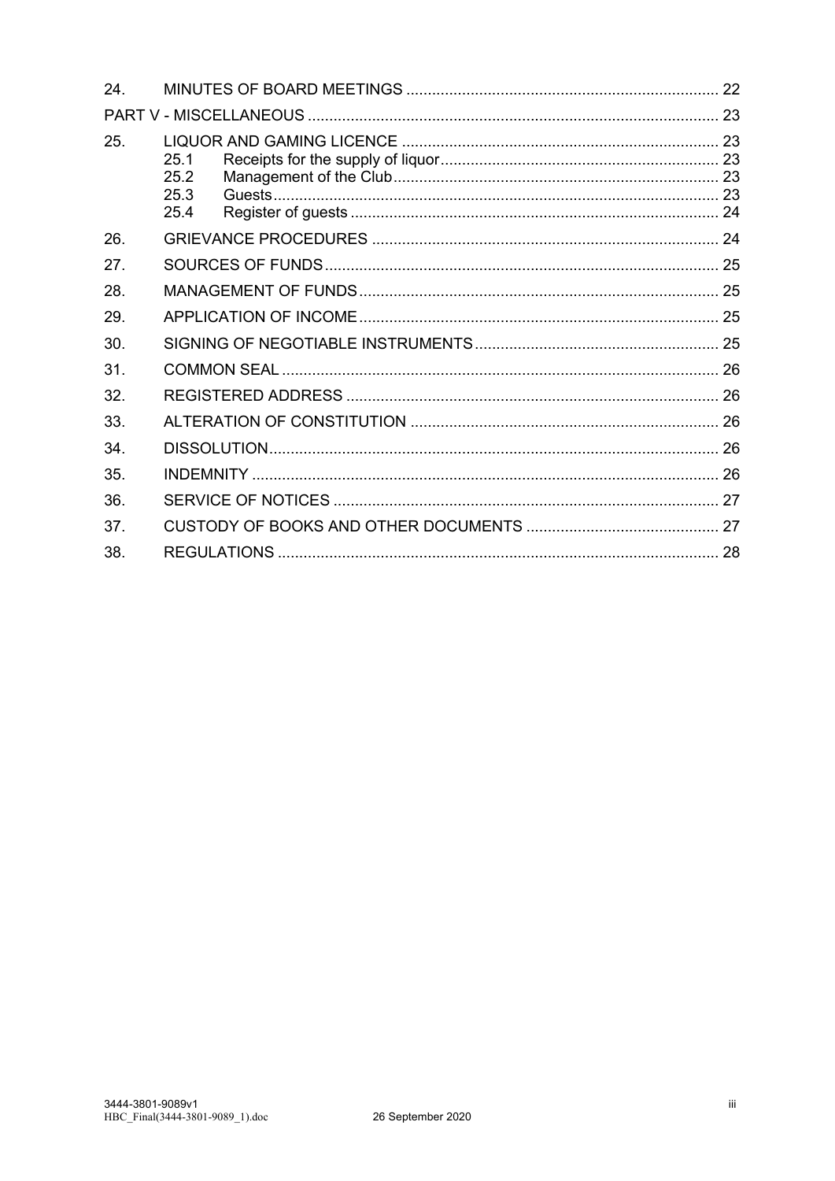| | | |
|---|---|---|
| 24. | MINUTES OF BOARD MEETINGS | 22 |
| PART V - MISCELLANEOUS | | 23 |
| 25. | LIQUOR AND GAMING LICENCE | 23 |
| | 25.1 Receipts for the supply of liquor | 23 |
| | 25.2 Management of the Club | 23 |
| | 25.3 Guests | 23 |
| | 25.4 Register of guests | 24 |
| 26. | GRIEVANCE PROCEDURES | 24 |
| 27. | SOURCES OF FUNDS | 25 |
| 28. | MANAGEMENT OF FUNDS | 25 |
| 29. | APPLICATION OF INCOME | 25 |
| 30. | SIGNING OF NEGOTIABLE INSTRUMENTS | 25 |
| 31. | COMMON SEAL | 26 |
| 32. | REGISTERED ADDRESS | 26 |
| 33. | ALTERATION OF CONSTITUTION | 26 |
| 34. | DISSOLUTION | 26 |
| 35. | INDEMNITY | 26 |
| 36. | SERVICE OF NOTICES | 27 |
| 37. | CUSTODY OF BOOKS AND OTHER DOCUMENTS | 27 |
| 38. | REGULATIONS | 28 |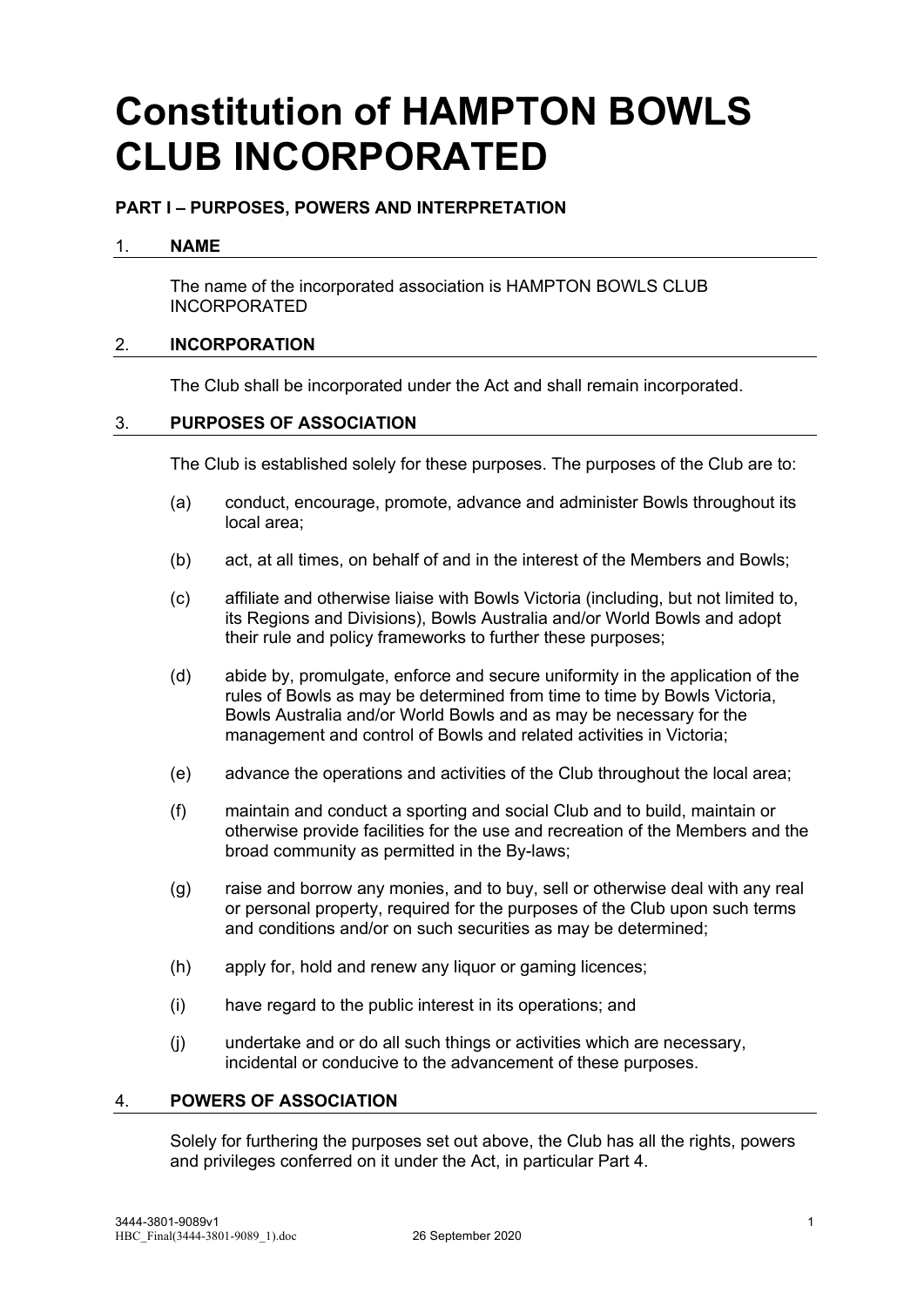# Constitution of HAMPTON BOWLS CLUB INCORPORATED

## PART I – PURPOSES, POWERS AND INTERPRETATION

### 1. NAME

The name of the incorporated association is HAMPTON BOWLS CLUB INCORPORATED

### 2. INCORPORATION

The Club shall be incorporated under the Act and shall remain incorporated.

### 3. PURPOSES OF ASSOCIATION

The Club is established solely for these purposes. The purposes of the Club are to:

(a) conduct, encourage, promote, advance and administer Bowls throughout its local area;

(b) act, at all times, on behalf of and in the interest of the Members and Bowls;

(c) affiliate and otherwise liaise with Bowls Victoria (including, but not limited to, its Regions and Divisions), Bowls Australia and/or World Bowls and adopt their rule and policy frameworks to further these purposes;

(d) abide by, promulgate, enforce and secure uniformity in the application of the rules of Bowls as may be determined from time to time by Bowls Victoria, Bowls Australia and/or World Bowls and as may be necessary for the management and control of Bowls and related activities in Victoria;

(e) advance the operations and activities of the Club throughout the local area;

(f) maintain and conduct a sporting and social Club and to build, maintain or otherwise provide facilities for the use and recreation of the Members and the broad community as permitted in the By-laws;

(g) raise and borrow any monies, and to buy, sell or otherwise deal with any real or personal property, required for the purposes of the Club upon such terms and conditions and/or on such securities as may be determined;

(h) apply for, hold and renew any liquor or gaming licences;

(i) have regard to the public interest in its operations; and

(j) undertake and or do all such things or activities which are necessary, incidental or conducive to the advancement of these purposes.

### 4. POWERS OF ASSOCIATION

Solely for furthering the purposes set out above, the Club has all the rights, powers and privileges conferred on it under the Act, in particular Part 4.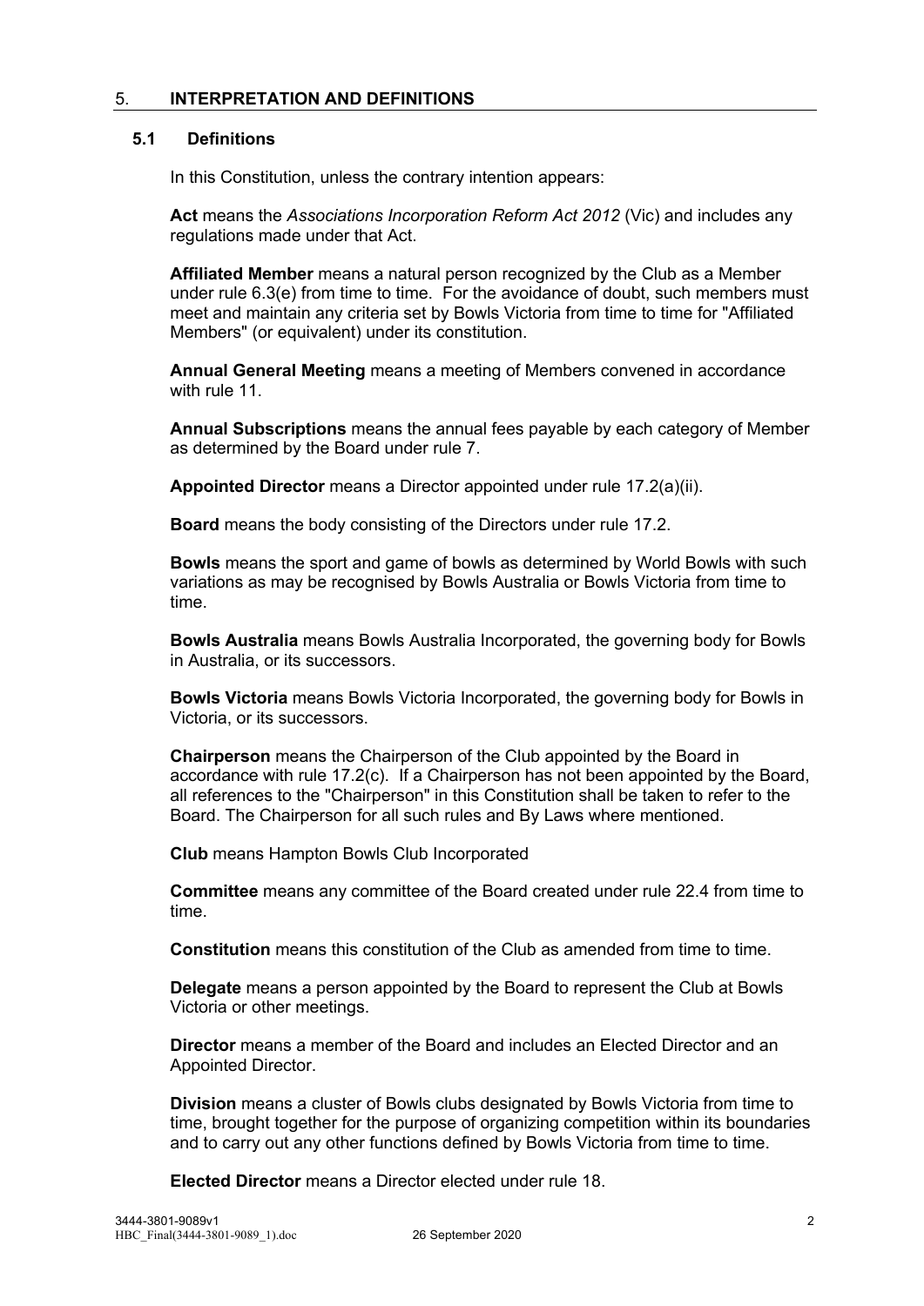## 5. INTERPRETATION AND DEFINITIONS

### 5.1 Definitions

In this Constitution, unless the contrary intention appears:

**Act** means the *Associations Incorporation Reform Act 2012* (Vic) and includes any regulations made under that Act.

**Affiliated Member** means a natural person recognized by the Club as a Member under rule 6.3(e) from time to time. For the avoidance of doubt, such members must meet and maintain any criteria set by Bowls Victoria from time to time for "Affiliated Members" (or equivalent) under its constitution.

**Annual General Meeting** means a meeting of Members convened in accordance with rule 11.

**Annual Subscriptions** means the annual fees payable by each category of Member as determined by the Board under rule 7.

**Appointed Director** means a Director appointed under rule 17.2(a)(ii).

**Board** means the body consisting of the Directors under rule 17.2.

**Bowls** means the sport and game of bowls as determined by World Bowls with such variations as may be recognised by Bowls Australia or Bowls Victoria from time to time.

**Bowls Australia** means Bowls Australia Incorporated, the governing body for Bowls in Australia, or its successors.

**Bowls Victoria** means Bowls Victoria Incorporated, the governing body for Bowls in Victoria, or its successors.

**Chairperson** means the Chairperson of the Club appointed by the Board in accordance with rule 17.2(c). If a Chairperson has not been appointed by the Board, all references to the "Chairperson" in this Constitution shall be taken to refer to the Board. The Chairperson for all such rules and By Laws where mentioned.

**Club** means Hampton Bowls Club Incorporated

**Committee** means any committee of the Board created under rule 22.4 from time to time.

**Constitution** means this constitution of the Club as amended from time to time.

**Delegate** means a person appointed by the Board to represent the Club at Bowls Victoria or other meetings.

**Director** means a member of the Board and includes an Elected Director and an Appointed Director.

**Division** means a cluster of Bowls clubs designated by Bowls Victoria from time to time, brought together for the purpose of organizing competition within its boundaries and to carry out any other functions defined by Bowls Victoria from time to time.

**Elected Director** means a Director elected under rule 18.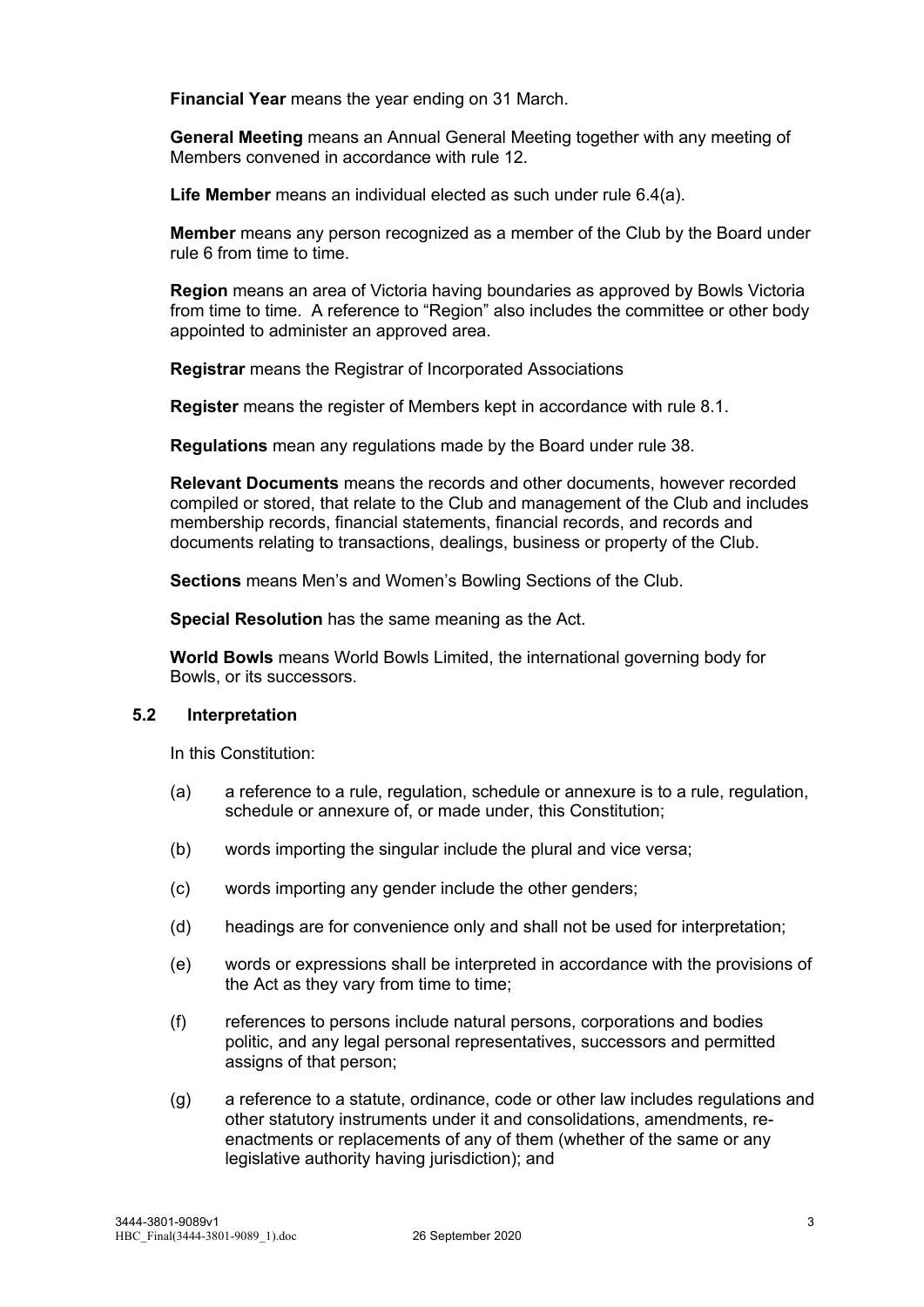**Financial Year** means the year ending on 31 March.

**General Meeting** means an Annual General Meeting together with any meeting of Members convened in accordance with rule 12.

**Life Member** means an individual elected as such under rule 6.4(a).

**Member** means any person recognized as a member of the Club by the Board under rule 6 from time to time.

**Region** means an area of Victoria having boundaries as approved by Bowls Victoria from time to time. A reference to "Region" also includes the committee or other body appointed to administer an approved area.

**Registrar** means the Registrar of Incorporated Associations

**Register** means the register of Members kept in accordance with rule 8.1.

**Regulations** mean any regulations made by the Board under rule 38.

**Relevant Documents** means the records and other documents, however recorded compiled or stored, that relate to the Club and management of the Club and includes membership records, financial statements, financial records, and records and documents relating to transactions, dealings, business or property of the Club.

**Sections** means Men's and Women's Bowling Sections of the Club.

**Special Resolution** has the same meaning as the Act.

**World Bowls** means World Bowls Limited, the international governing body for Bowls, or its successors.

### 5.2 Interpretation

In this Constitution:

(a) a reference to a rule, regulation, schedule or annexure is to a rule, regulation, schedule or annexure of, or made under, this Constitution;

(b) words importing the singular include the plural and vice versa;

(c) words importing any gender include the other genders;

(d) headings are for convenience only and shall not be used for interpretation;

(e) words or expressions shall be interpreted in accordance with the provisions of the Act as they vary from time to time;

(f) references to persons include natural persons, corporations and bodies politic, and any legal personal representatives, successors and permitted assigns of that person;

(g) a reference to a statute, ordinance, code or other law includes regulations and other statutory instruments under it and consolidations, amendments, re-enactments or replacements of any of them (whether of the same or any legislative authority having jurisdiction); and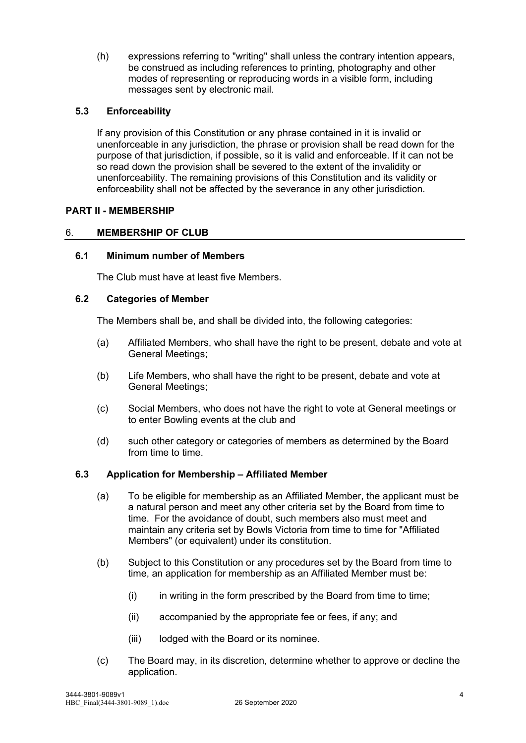(h) expressions referring to "writing" shall unless the contrary intention appears, be construed as including references to printing, photography and other modes of representing or reproducing words in a visible form, including messages sent by electronic mail.

### 5.3 Enforceability

If any provision of this Constitution or any phrase contained in it is invalid or unenforceable in any jurisdiction, the phrase or provision shall be read down for the purpose of that jurisdiction, if possible, so it is valid and enforceable. If it can not be so read down the provision shall be severed to the extent of the invalidity or unenforceability. The remaining provisions of this Constitution and its validity or enforceability shall not be affected by the severance in any other jurisdiction.

## PART II - MEMBERSHIP

## 6. MEMBERSHIP OF CLUB

### 6.1 Minimum number of Members

The Club must have at least five Members.

### 6.2 Categories of Member

The Members shall be, and shall be divided into, the following categories:

(a) Affiliated Members, who shall have the right to be present, debate and vote at General Meetings;

(b) Life Members, who shall have the right to be present, debate and vote at General Meetings;

(c) Social Members, who does not have the right to vote at General meetings or to enter Bowling events at the club and

(d) such other category or categories of members as determined by the Board from time to time.

### 6.3 Application for Membership – Affiliated Member

(a) To be eligible for membership as an Affiliated Member, the applicant must be a natural person and meet any other criteria set by the Board from time to time. For the avoidance of doubt, such members also must meet and maintain any criteria set by Bowls Victoria from time to time for "Affiliated Members" (or equivalent) under its constitution.

(b) Subject to this Constitution or any procedures set by the Board from time to time, an application for membership as an Affiliated Member must be:

(i) in writing in the form prescribed by the Board from time to time;

(ii) accompanied by the appropriate fee or fees, if any; and

(iii) lodged with the Board or its nominee.

(c) The Board may, in its discretion, determine whether to approve or decline the application.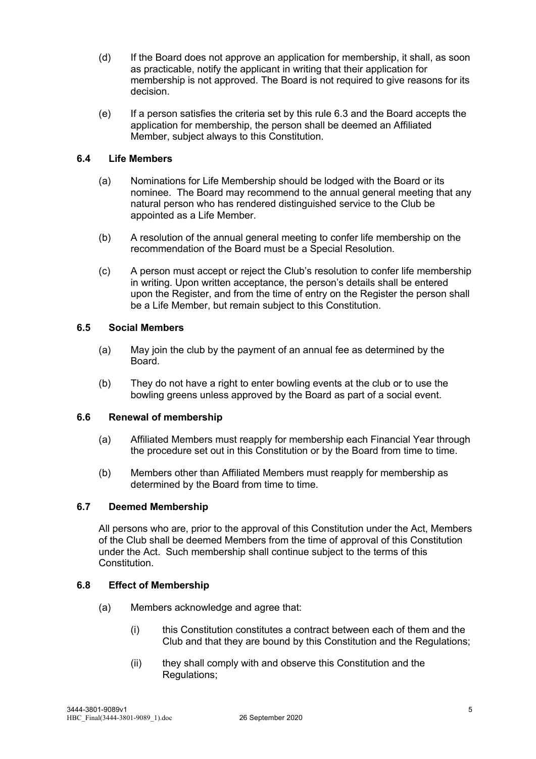(d) If the Board does not approve an application for membership, it shall, as soon as practicable, notify the applicant in writing that their application for membership is not approved. The Board is not required to give reasons for its decision.

(e) If a person satisfies the criteria set by this rule 6.3 and the Board accepts the application for membership, the person shall be deemed an Affiliated Member, subject always to this Constitution.

### 6.4 Life Members

(a) Nominations for Life Membership should be lodged with the Board or its nominee. The Board may recommend to the annual general meeting that any natural person who has rendered distinguished service to the Club be appointed as a Life Member.

(b) A resolution of the annual general meeting to confer life membership on the recommendation of the Board must be a Special Resolution.

(c) A person must accept or reject the Club's resolution to confer life membership in writing. Upon written acceptance, the person's details shall be entered upon the Register, and from the time of entry on the Register the person shall be a Life Member, but remain subject to this Constitution.

### 6.5 Social Members

(a) May join the club by the payment of an annual fee as determined by the Board.

(b) They do not have a right to enter bowling events at the club or to use the bowling greens unless approved by the Board as part of a social event.

### 6.6 Renewal of membership

(a) Affiliated Members must reapply for membership each Financial Year through the procedure set out in this Constitution or by the Board from time to time.

(b) Members other than Affiliated Members must reapply for membership as determined by the Board from time to time.

### 6.7 Deemed Membership

All persons who are, prior to the approval of this Constitution under the Act, Members of the Club shall be deemed Members from the time of approval of this Constitution under the Act. Such membership shall continue subject to the terms of this Constitution.

### 6.8 Effect of Membership

(a) Members acknowledge and agree that:

(i) this Constitution constitutes a contract between each of them and the Club and that they are bound by this Constitution and the Regulations;

(ii) they shall comply with and observe this Constitution and the Regulations;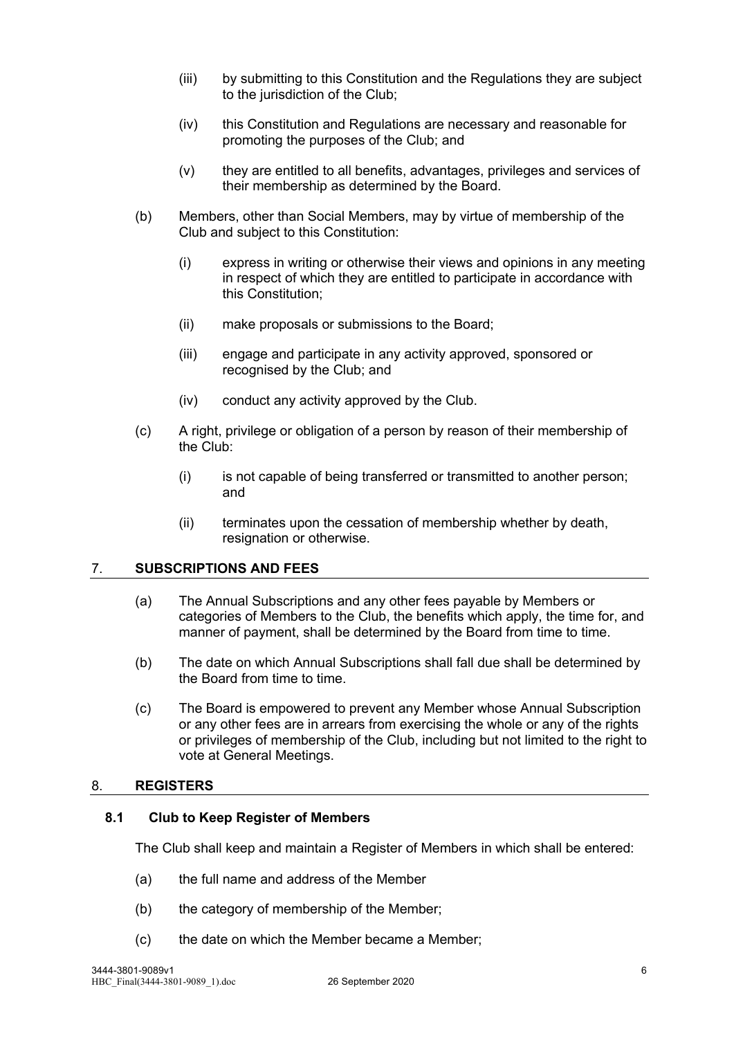(iii) by submitting to this Constitution and the Regulations they are subject to the jurisdiction of the Club;

(iv) this Constitution and Regulations are necessary and reasonable for promoting the purposes of the Club; and

(v) they are entitled to all benefits, advantages, privileges and services of their membership as determined by the Board.

(b) Members, other than Social Members, may by virtue of membership of the Club and subject to this Constitution:

(i) express in writing or otherwise their views and opinions in any meeting in respect of which they are entitled to participate in accordance with this Constitution;

(ii) make proposals or submissions to the Board;

(iii) engage and participate in any activity approved, sponsored or recognised by the Club; and

(iv) conduct any activity approved by the Club.

(c) A right, privilege or obligation of a person by reason of their membership of the Club:

(i) is not capable of being transferred or transmitted to another person; and

(ii) terminates upon the cessation of membership whether by death, resignation or otherwise.

## 7. SUBSCRIPTIONS AND FEES

(a) The Annual Subscriptions and any other fees payable by Members or categories of Members to the Club, the benefits which apply, the time for, and manner of payment, shall be determined by the Board from time to time.

(b) The date on which Annual Subscriptions shall fall due shall be determined by the Board from time to time.

(c) The Board is empowered to prevent any Member whose Annual Subscription or any other fees are in arrears from exercising the whole or any of the rights or privileges of membership of the Club, including but not limited to the right to vote at General Meetings.

## 8. REGISTERS

### 8.1 Club to Keep Register of Members

The Club shall keep and maintain a Register of Members in which shall be entered:

(a) the full name and address of the Member

(b) the category of membership of the Member;

(c) the date on which the Member became a Member;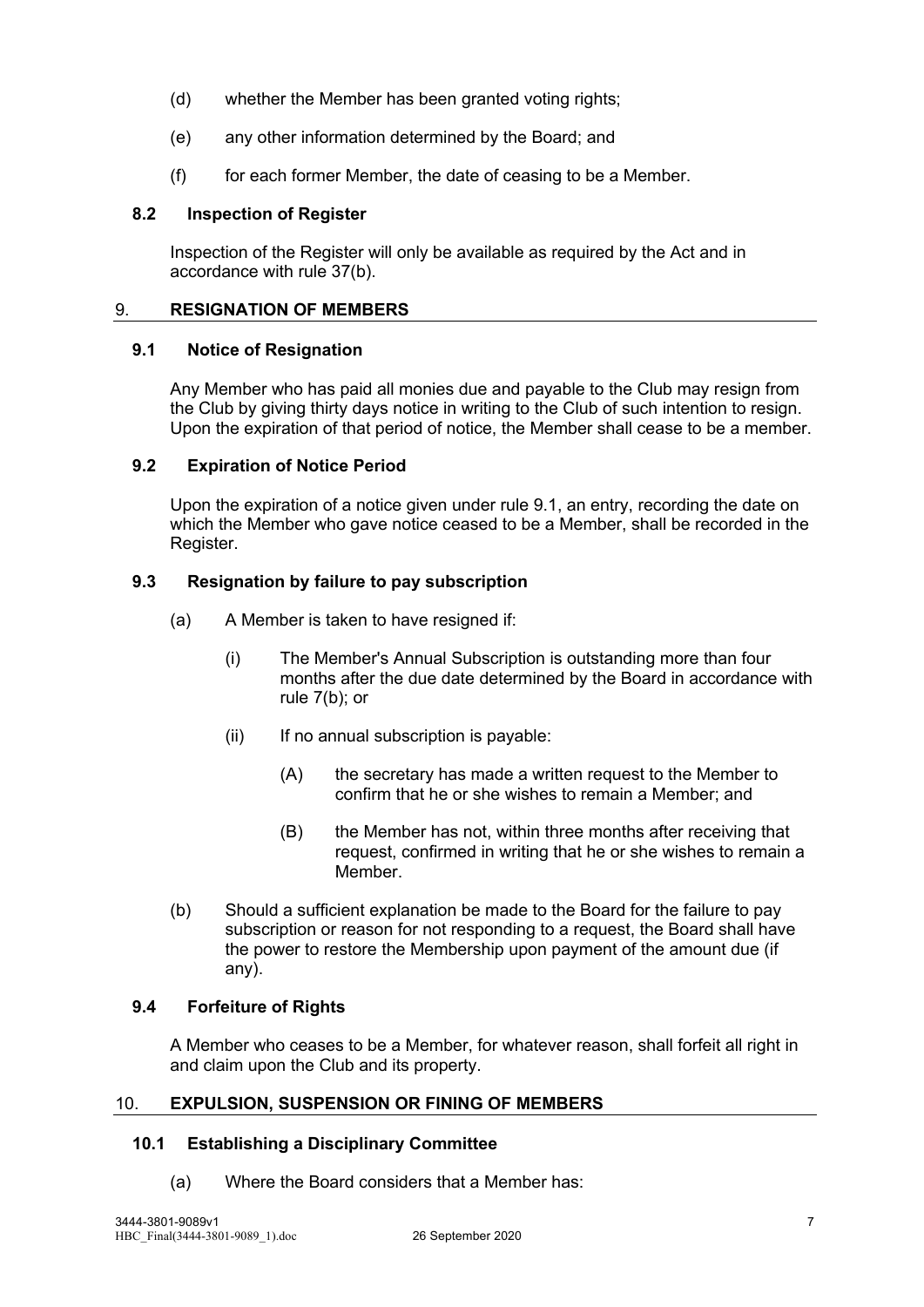(d) whether the Member has been granted voting rights;

(e) any other information determined by the Board; and

(f) for each former Member, the date of ceasing to be a Member.

### 8.2 Inspection of Register

Inspection of the Register will only be available as required by the Act and in accordance with rule 37(b).

## 9. RESIGNATION OF MEMBERS

### 9.1 Notice of Resignation

Any Member who has paid all monies due and payable to the Club may resign from the Club by giving thirty days notice in writing to the Club of such intention to resign. Upon the expiration of that period of notice, the Member shall cease to be a member.

### 9.2 Expiration of Notice Period

Upon the expiration of a notice given under rule 9.1, an entry, recording the date on which the Member who gave notice ceased to be a Member, shall be recorded in the Register.

### 9.3 Resignation by failure to pay subscription

(a) A Member is taken to have resigned if:

(i) The Member's Annual Subscription is outstanding more than four months after the due date determined by the Board in accordance with rule 7(b); or

(ii) If no annual subscription is payable:

(A) the secretary has made a written request to the Member to confirm that he or she wishes to remain a Member; and

(B) the Member has not, within three months after receiving that request, confirmed in writing that he or she wishes to remain a Member.

(b) Should a sufficient explanation be made to the Board for the failure to pay subscription or reason for not responding to a request, the Board shall have the power to restore the Membership upon payment of the amount due (if any).

### 9.4 Forfeiture of Rights

A Member who ceases to be a Member, for whatever reason, shall forfeit all right in and claim upon the Club and its property.

## 10. EXPULSION, SUSPENSION OR FINING OF MEMBERS

### 10.1 Establishing a Disciplinary Committee

(a) Where the Board considers that a Member has: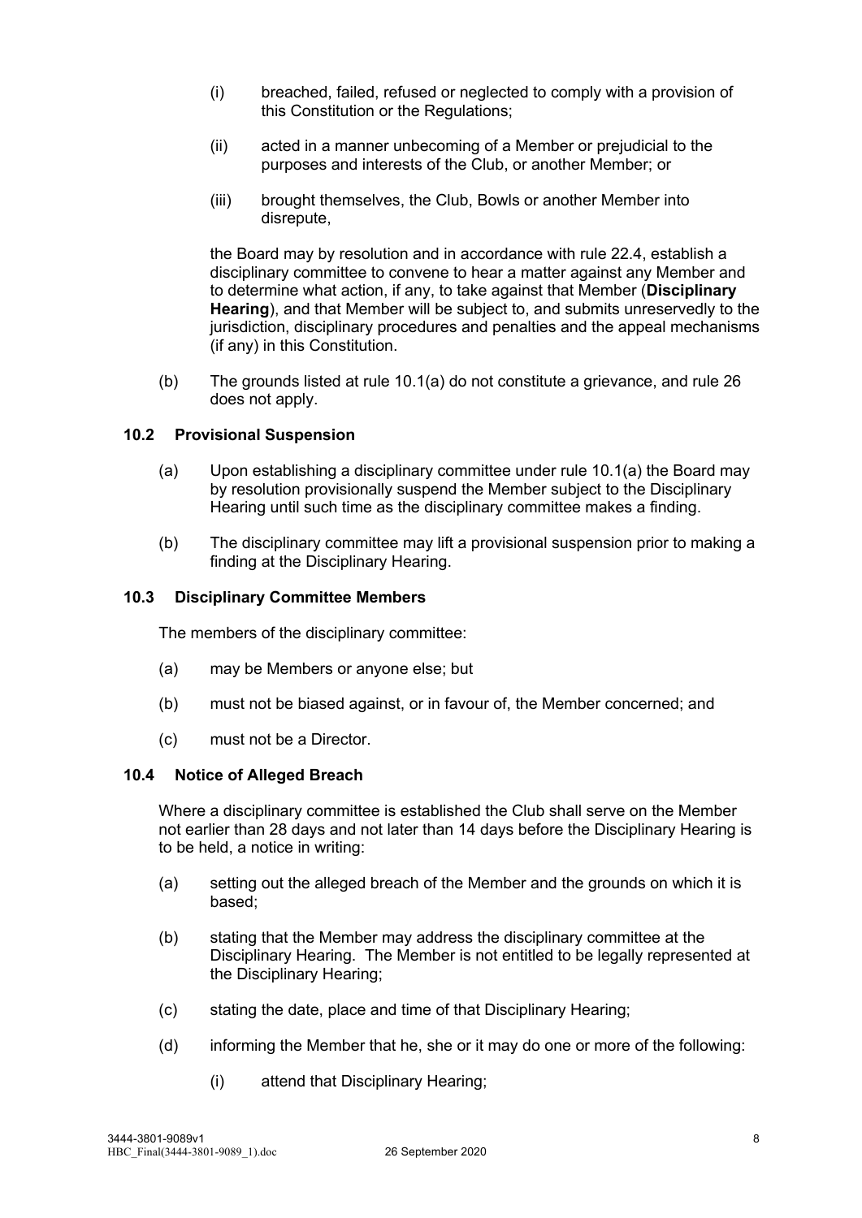(i) breached, failed, refused or neglected to comply with a provision of this Constitution or the Regulations;

(ii) acted in a manner unbecoming of a Member or prejudicial to the purposes and interests of the Club, or another Member; or

(iii) brought themselves, the Club, Bowls or another Member into disrepute,

the Board may by resolution and in accordance with rule 22.4, establish a disciplinary committee to convene to hear a matter against any Member and to determine what action, if any, to take against that Member (**Disciplinary Hearing**), and that Member will be subject to, and submits unreservedly to the jurisdiction, disciplinary procedures and penalties and the appeal mechanisms (if any) in this Constitution.

(b) The grounds listed at rule 10.1(a) do not constitute a grievance, and rule 26 does not apply.

### 10.2 Provisional Suspension

(a) Upon establishing a disciplinary committee under rule 10.1(a) the Board may by resolution provisionally suspend the Member subject to the Disciplinary Hearing until such time as the disciplinary committee makes a finding.

(b) The disciplinary committee may lift a provisional suspension prior to making a finding at the Disciplinary Hearing.

### 10.3 Disciplinary Committee Members

The members of the disciplinary committee:

(a) may be Members or anyone else; but

(b) must not be biased against, or in favour of, the Member concerned; and

(c) must not be a Director.

### 10.4 Notice of Alleged Breach

Where a disciplinary committee is established the Club shall serve on the Member not earlier than 28 days and not later than 14 days before the Disciplinary Hearing is to be held, a notice in writing:

(a) setting out the alleged breach of the Member and the grounds on which it is based;

(b) stating that the Member may address the disciplinary committee at the Disciplinary Hearing. The Member is not entitled to be legally represented at the Disciplinary Hearing;

(c) stating the date, place and time of that Disciplinary Hearing;

(d) informing the Member that he, she or it may do one or more of the following:

(i) attend that Disciplinary Hearing;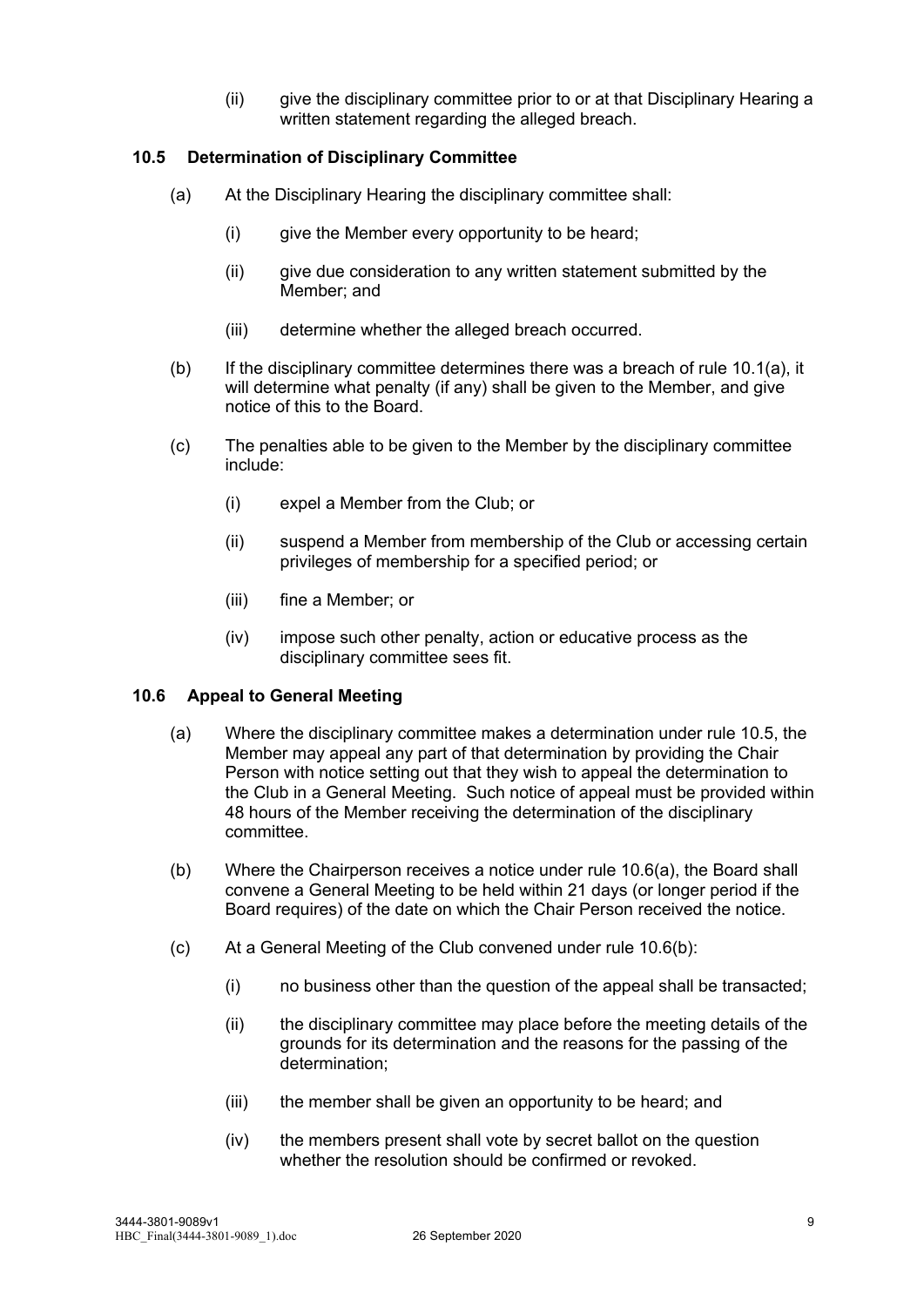(ii) give the disciplinary committee prior to or at that Disciplinary Hearing a written statement regarding the alleged breach.

### 10.5 Determination of Disciplinary Committee

(a) At the Disciplinary Hearing the disciplinary committee shall:

(i) give the Member every opportunity to be heard;

(ii) give due consideration to any written statement submitted by the Member; and

(iii) determine whether the alleged breach occurred.

(b) If the disciplinary committee determines there was a breach of rule 10.1(a), it will determine what penalty (if any) shall be given to the Member, and give notice of this to the Board.

(c) The penalties able to be given to the Member by the disciplinary committee include:

(i) expel a Member from the Club; or

(ii) suspend a Member from membership of the Club or accessing certain privileges of membership for a specified period; or

(iii) fine a Member; or

(iv) impose such other penalty, action or educative process as the disciplinary committee sees fit.

### 10.6 Appeal to General Meeting

(a) Where the disciplinary committee makes a determination under rule 10.5, the Member may appeal any part of that determination by providing the Chair Person with notice setting out that they wish to appeal the determination to the Club in a General Meeting. Such notice of appeal must be provided within 48 hours of the Member receiving the determination of the disciplinary committee.

(b) Where the Chairperson receives a notice under rule 10.6(a), the Board shall convene a General Meeting to be held within 21 days (or longer period if the Board requires) of the date on which the Chair Person received the notice.

(c) At a General Meeting of the Club convened under rule 10.6(b):

(i) no business other than the question of the appeal shall be transacted;

(ii) the disciplinary committee may place before the meeting details of the grounds for its determination and the reasons for the passing of the determination;

(iii) the member shall be given an opportunity to be heard; and

(iv) the members present shall vote by secret ballot on the question whether the resolution should be confirmed or revoked.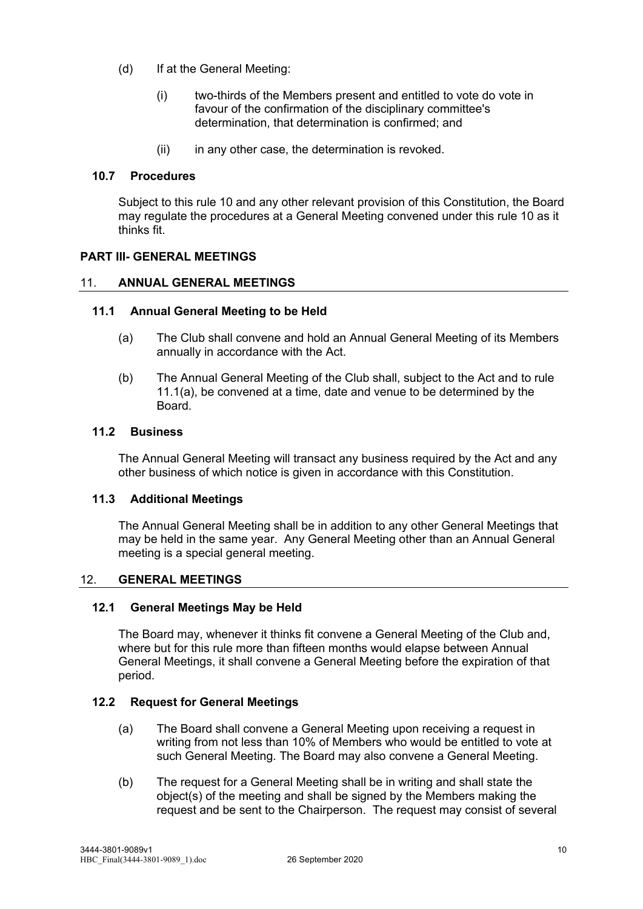(d) If at the General Meeting:

   (i) two-thirds of the Members present and entitled to vote do vote in favour of the confirmation of the disciplinary committee's determination, that determination is confirmed; and

   (ii) in any other case, the determination is revoked.

### 10.7 Procedures

Subject to this rule 10 and any other relevant provision of this Constitution, the Board may regulate the procedures at a General Meeting convened under this rule 10 as it thinks fit.

## PART III- GENERAL MEETINGS

## 11. ANNUAL GENERAL MEETINGS

### 11.1 Annual General Meeting to be Held

(a) The Club shall convene and hold an Annual General Meeting of its Members annually in accordance with the Act.

(b) The Annual General Meeting of the Club shall, subject to the Act and to rule 11.1(a), be convened at a time, date and venue to be determined by the Board.

### 11.2 Business

The Annual General Meeting will transact any business required by the Act and any other business of which notice is given in accordance with this Constitution.

### 11.3 Additional Meetings

The Annual General Meeting shall be in addition to any other General Meetings that may be held in the same year. Any General Meeting other than an Annual General meeting is a special general meeting.

## 12. GENERAL MEETINGS

### 12.1 General Meetings May be Held

The Board may, whenever it thinks fit convene a General Meeting of the Club and, where but for this rule more than fifteen months would elapse between Annual General Meetings, it shall convene a General Meeting before the expiration of that period.

### 12.2 Request for General Meetings

(a) The Board shall convene a General Meeting upon receiving a request in writing from not less than 10% of Members who would be entitled to vote at such General Meeting. The Board may also convene a General Meeting.

(b) The request for a General Meeting shall be in writing and shall state the object(s) of the meeting and shall be signed by the Members making the request and be sent to the Chairperson. The request may consist of several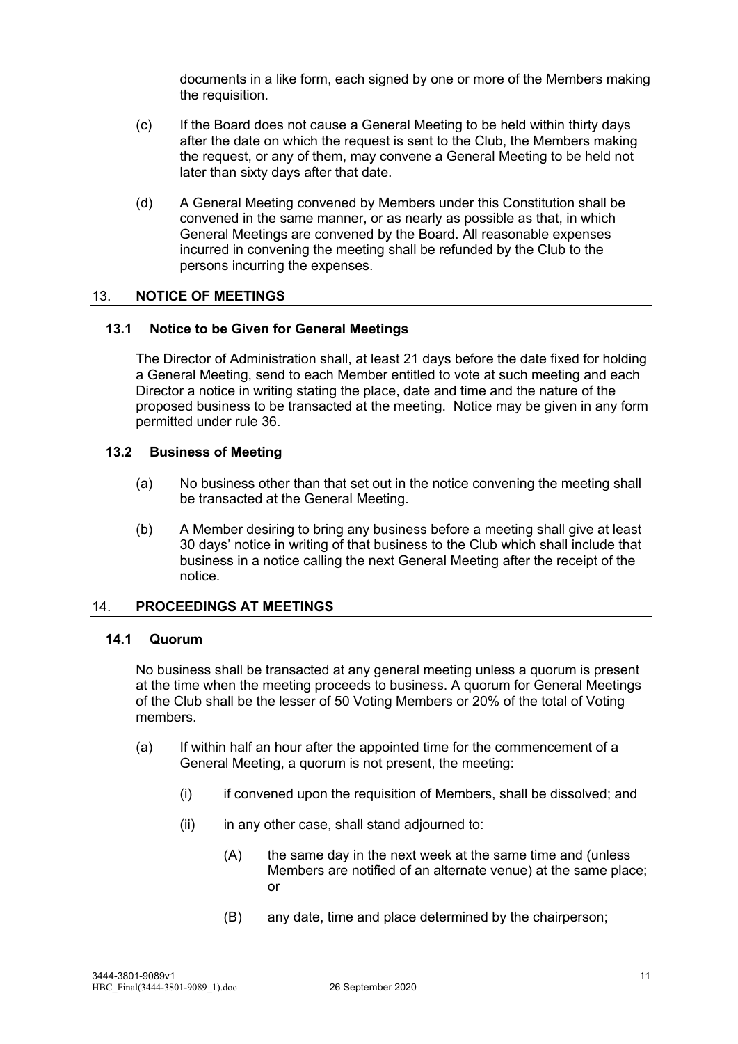documents in a like form, each signed by one or more of the Members making the requisition.

(c) If the Board does not cause a General Meeting to be held within thirty days after the date on which the request is sent to the Club, the Members making the request, or any of them, may convene a General Meeting to be held not later than sixty days after that date.

(d) A General Meeting convened by Members under this Constitution shall be convened in the same manner, or as nearly as possible as that, in which General Meetings are convened by the Board. All reasonable expenses incurred in convening the meeting shall be refunded by the Club to the persons incurring the expenses.

## 13. NOTICE OF MEETINGS

### 13.1 Notice to be Given for General Meetings

The Director of Administration shall, at least 21 days before the date fixed for holding a General Meeting, send to each Member entitled to vote at such meeting and each Director a notice in writing stating the place, date and time and the nature of the proposed business to be transacted at the meeting. Notice may be given in any form permitted under rule 36.

### 13.2 Business of Meeting

(a) No business other than that set out in the notice convening the meeting shall be transacted at the General Meeting.

(b) A Member desiring to bring any business before a meeting shall give at least 30 days' notice in writing of that business to the Club which shall include that business in a notice calling the next General Meeting after the receipt of the notice.

## 14. PROCEEDINGS AT MEETINGS

### 14.1 Quorum

No business shall be transacted at any general meeting unless a quorum is present at the time when the meeting proceeds to business. A quorum for General Meetings of the Club shall be the lesser of 50 Voting Members or 20% of the total of Voting members.

(a) If within half an hour after the appointed time for the commencement of a General Meeting, a quorum is not present, the meeting:

  (i) if convened upon the requisition of Members, shall be dissolved; and

  (ii) in any other case, shall stand adjourned to:

    (A) the same day in the next week at the same time and (unless Members are notified of an alternate venue) at the same place; or

    (B) any date, time and place determined by the chairperson;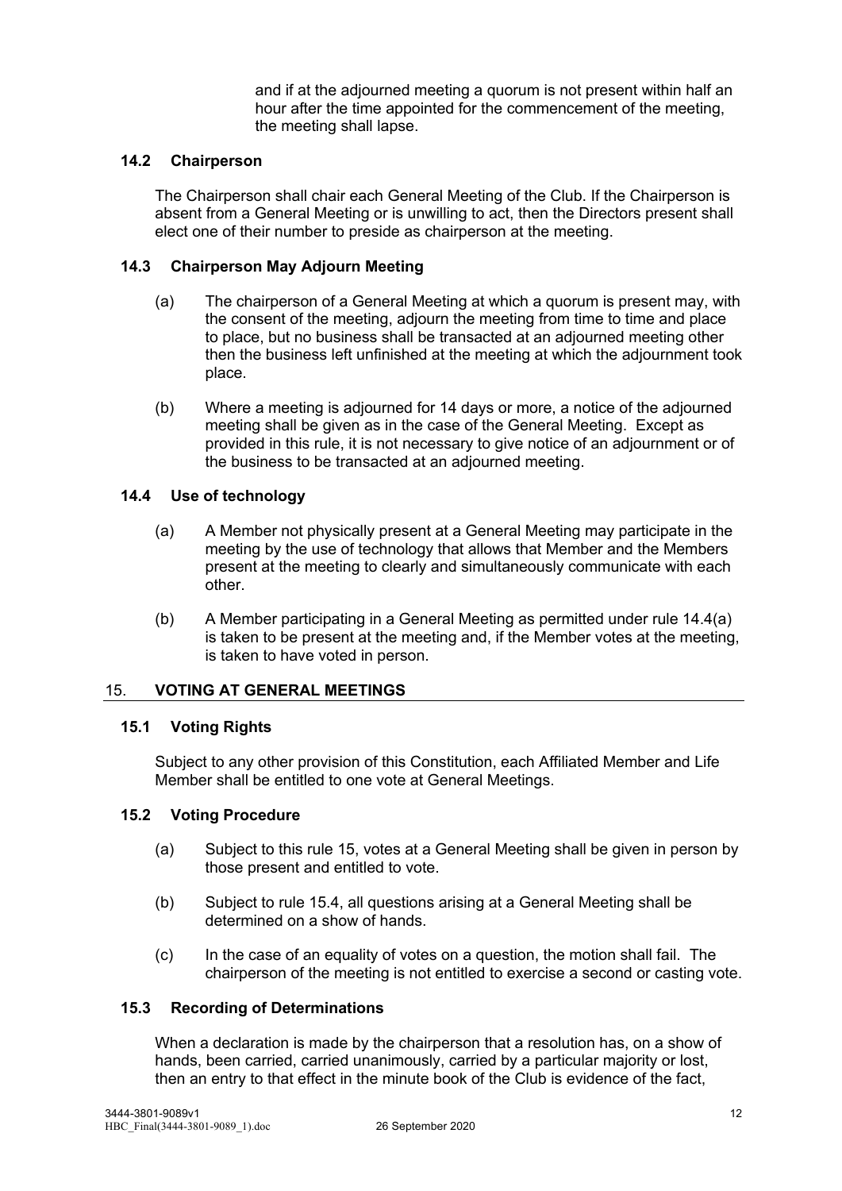and if at the adjourned meeting a quorum is not present within half an hour after the time appointed for the commencement of the meeting, the meeting shall lapse.

### 14.2 Chairperson

The Chairperson shall chair each General Meeting of the Club. If the Chairperson is absent from a General Meeting or is unwilling to act, then the Directors present shall elect one of their number to preside as chairperson at the meeting.

### 14.3 Chairperson May Adjourn Meeting

(a) The chairperson of a General Meeting at which a quorum is present may, with the consent of the meeting, adjourn the meeting from time to time and place to place, but no business shall be transacted at an adjourned meeting other then the business left unfinished at the meeting at which the adjournment took place.

(b) Where a meeting is adjourned for 14 days or more, a notice of the adjourned meeting shall be given as in the case of the General Meeting. Except as provided in this rule, it is not necessary to give notice of an adjournment or of the business to be transacted at an adjourned meeting.

### 14.4 Use of technology

(a) A Member not physically present at a General Meeting may participate in the meeting by the use of technology that allows that Member and the Members present at the meeting to clearly and simultaneously communicate with each other.

(b) A Member participating in a General Meeting as permitted under rule 14.4(a) is taken to be present at the meeting and, if the Member votes at the meeting, is taken to have voted in person.

## 15. VOTING AT GENERAL MEETINGS

### 15.1 Voting Rights

Subject to any other provision of this Constitution, each Affiliated Member and Life Member shall be entitled to one vote at General Meetings.

### 15.2 Voting Procedure

(a) Subject to this rule 15, votes at a General Meeting shall be given in person by those present and entitled to vote.

(b) Subject to rule 15.4, all questions arising at a General Meeting shall be determined on a show of hands.

(c) In the case of an equality of votes on a question, the motion shall fail. The chairperson of the meeting is not entitled to exercise a second or casting vote.

### 15.3 Recording of Determinations

When a declaration is made by the chairperson that a resolution has, on a show of hands, been carried, carried unanimously, carried by a particular majority or lost, then an entry to that effect in the minute book of the Club is evidence of the fact,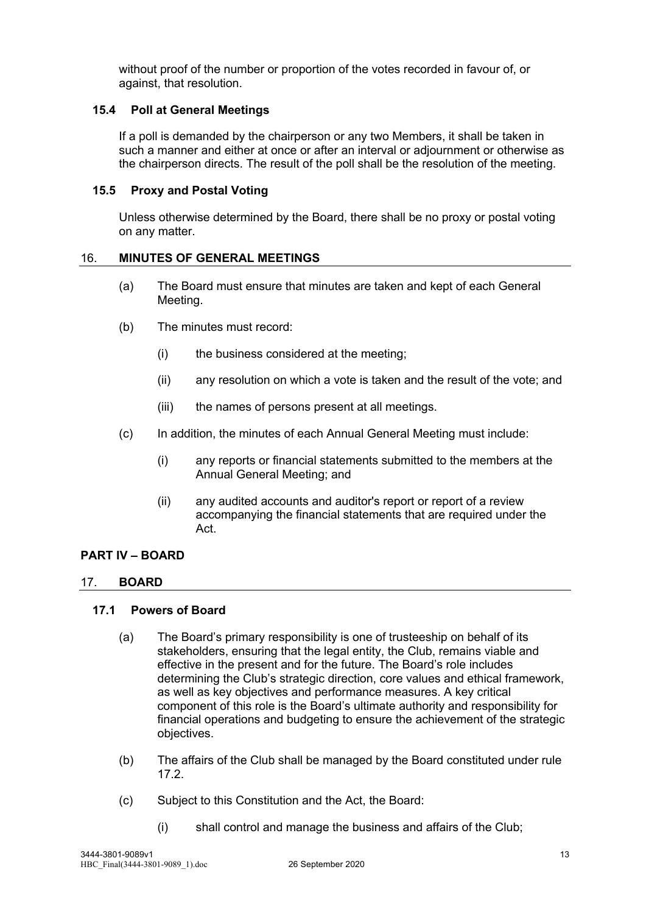without proof of the number or proportion of the votes recorded in favour of, or against, that resolution.

### 15.4 Poll at General Meetings

If a poll is demanded by the chairperson or any two Members, it shall be taken in such a manner and either at once or after an interval or adjournment or otherwise as the chairperson directs. The result of the poll shall be the resolution of the meeting.

### 15.5 Proxy and Postal Voting

Unless otherwise determined by the Board, there shall be no proxy or postal voting on any matter.

## 16. MINUTES OF GENERAL MEETINGS

(a) The Board must ensure that minutes are taken and kept of each General Meeting.

(b) The minutes must record:

   (i) the business considered at the meeting;

   (ii) any resolution on which a vote is taken and the result of the vote; and

   (iii) the names of persons present at all meetings.

(c) In addition, the minutes of each Annual General Meeting must include:

   (i) any reports or financial statements submitted to the members at the Annual General Meeting; and

   (ii) any audited accounts and auditor's report or report of a review accompanying the financial statements that are required under the Act.

# PART IV – BOARD

## 17. BOARD

### 17.1 Powers of Board

(a) The Board's primary responsibility is one of trusteeship on behalf of its stakeholders, ensuring that the legal entity, the Club, remains viable and effective in the present and for the future. The Board's role includes determining the Club's strategic direction, core values and ethical framework, as well as key objectives and performance measures. A key critical component of this role is the Board's ultimate authority and responsibility for financial operations and budgeting to ensure the achievement of the strategic objectives.

(b) The affairs of the Club shall be managed by the Board constituted under rule 17.2.

(c) Subject to this Constitution and the Act, the Board:

   (i) shall control and manage the business and affairs of the Club;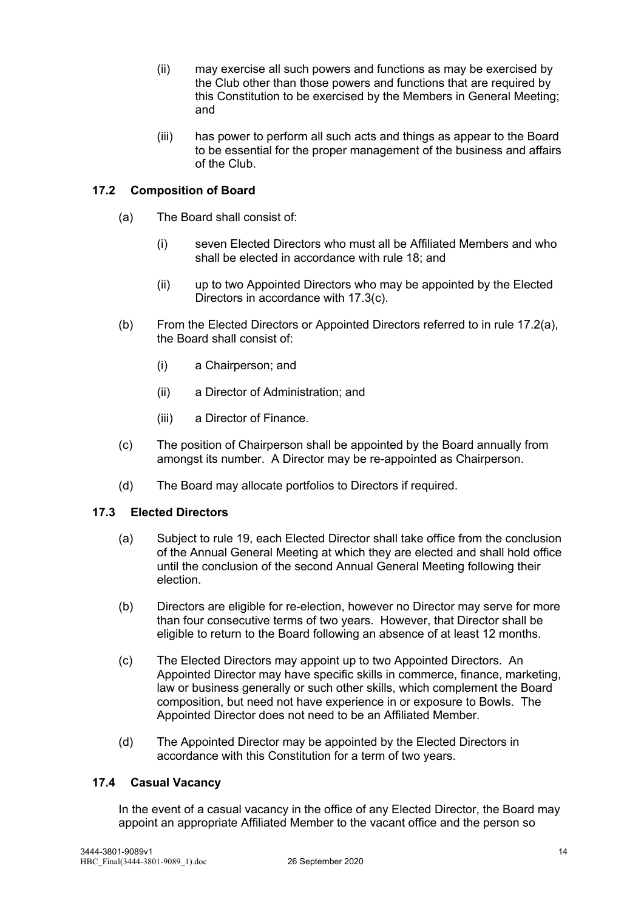(ii) may exercise all such powers and functions as may be exercised by the Club other than those powers and functions that are required by this Constitution to be exercised by the Members in General Meeting; and

(iii) has power to perform all such acts and things as appear to the Board to be essential for the proper management of the business and affairs of the Club.

### 17.2 Composition of Board

(a) The Board shall consist of:

(i) seven Elected Directors who must all be Affiliated Members and who shall be elected in accordance with rule 18; and

(ii) up to two Appointed Directors who may be appointed by the Elected Directors in accordance with 17.3(c).

(b) From the Elected Directors or Appointed Directors referred to in rule 17.2(a), the Board shall consist of:

(i) a Chairperson; and

(ii) a Director of Administration; and

(iii) a Director of Finance.

(c) The position of Chairperson shall be appointed by the Board annually from amongst its number. A Director may be re-appointed as Chairperson.

(d) The Board may allocate portfolios to Directors if required.

### 17.3 Elected Directors

(a) Subject to rule 19, each Elected Director shall take office from the conclusion of the Annual General Meeting at which they are elected and shall hold office until the conclusion of the second Annual General Meeting following their election.

(b) Directors are eligible for re-election, however no Director may serve for more than four consecutive terms of two years. However, that Director shall be eligible to return to the Board following an absence of at least 12 months.

(c) The Elected Directors may appoint up to two Appointed Directors. An Appointed Director may have specific skills in commerce, finance, marketing, law or business generally or such other skills, which complement the Board composition, but need not have experience in or exposure to Bowls. The Appointed Director does not need to be an Affiliated Member.

(d) The Appointed Director may be appointed by the Elected Directors in accordance with this Constitution for a term of two years.

### 17.4 Casual Vacancy

In the event of a casual vacancy in the office of any Elected Director, the Board may appoint an appropriate Affiliated Member to the vacant office and the person so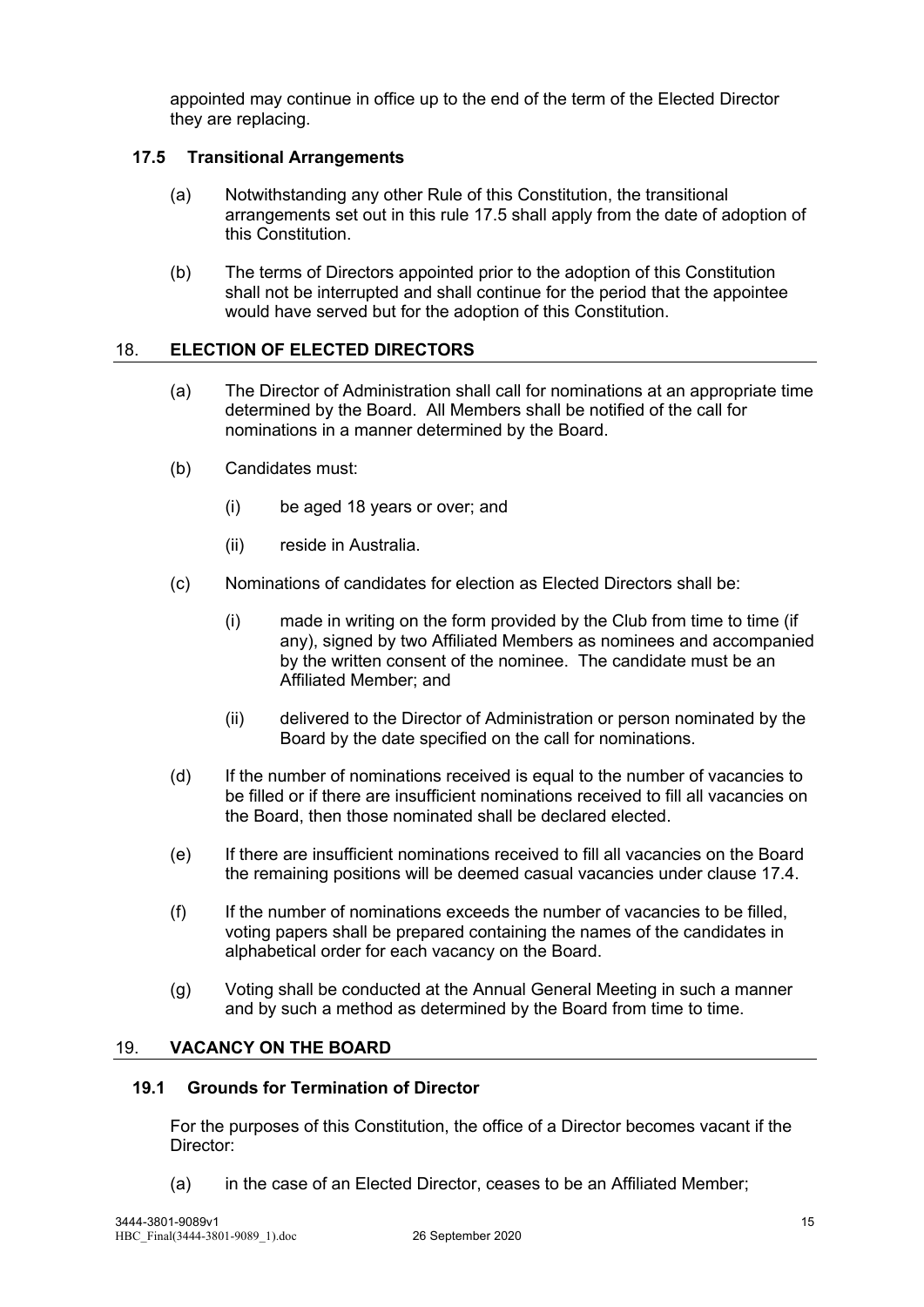appointed may continue in office up to the end of the term of the Elected Director they are replacing.

### 17.5 Transitional Arrangements

(a) Notwithstanding any other Rule of this Constitution, the transitional arrangements set out in this rule 17.5 shall apply from the date of adoption of this Constitution.

(b) The terms of Directors appointed prior to the adoption of this Constitution shall not be interrupted and shall continue for the period that the appointee would have served but for the adoption of this Constitution.

## 18. ELECTION OF ELECTED DIRECTORS

(a) The Director of Administration shall call for nominations at an appropriate time determined by the Board. All Members shall be notified of the call for nominations in a manner determined by the Board.

(b) Candidates must:

(i) be aged 18 years or over; and

(ii) reside in Australia.

(c) Nominations of candidates for election as Elected Directors shall be:

(i) made in writing on the form provided by the Club from time to time (if any), signed by two Affiliated Members as nominees and accompanied by the written consent of the nominee. The candidate must be an Affiliated Member; and

(ii) delivered to the Director of Administration or person nominated by the Board by the date specified on the call for nominations.

(d) If the number of nominations received is equal to the number of vacancies to be filled or if there are insufficient nominations received to fill all vacancies on the Board, then those nominated shall be declared elected.

(e) If there are insufficient nominations received to fill all vacancies on the Board the remaining positions will be deemed casual vacancies under clause 17.4.

(f) If the number of nominations exceeds the number of vacancies to be filled, voting papers shall be prepared containing the names of the candidates in alphabetical order for each vacancy on the Board.

(g) Voting shall be conducted at the Annual General Meeting in such a manner and by such a method as determined by the Board from time to time.

## 19. VACANCY ON THE BOARD

### 19.1 Grounds for Termination of Director

For the purposes of this Constitution, the office of a Director becomes vacant if the Director:

(a) in the case of an Elected Director, ceases to be an Affiliated Member;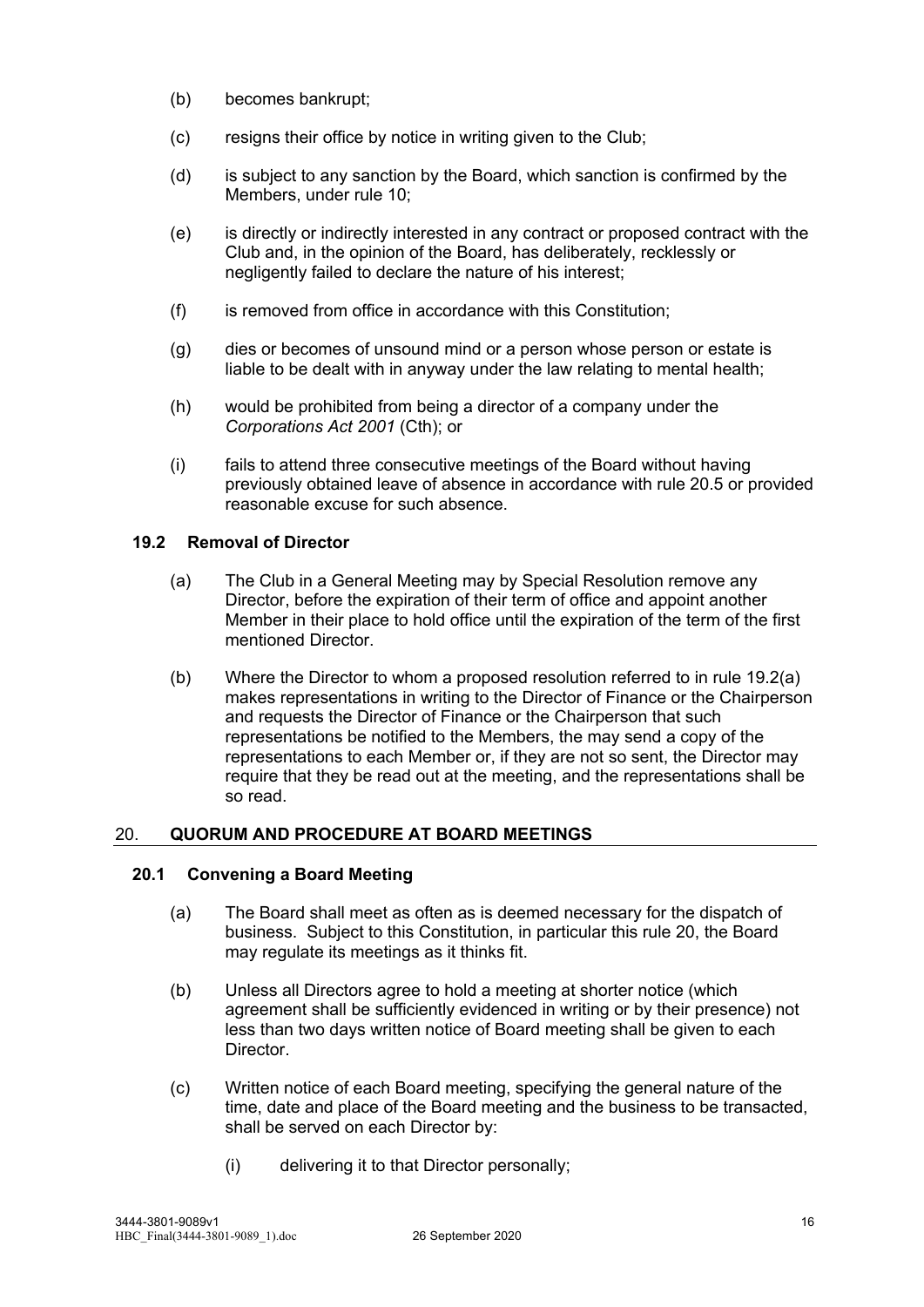(b) becomes bankrupt;

(c) resigns their office by notice in writing given to the Club;

(d) is subject to any sanction by the Board, which sanction is confirmed by the Members, under rule 10;

(e) is directly or indirectly interested in any contract or proposed contract with the Club and, in the opinion of the Board, has deliberately, recklessly or negligently failed to declare the nature of his interest;

(f) is removed from office in accordance with this Constitution;

(g) dies or becomes of unsound mind or a person whose person or estate is liable to be dealt with in anyway under the law relating to mental health;

(h) would be prohibited from being a director of a company under the *Corporations Act 2001* (Cth); or

(i) fails to attend three consecutive meetings of the Board without having previously obtained leave of absence in accordance with rule 20.5 or provided reasonable excuse for such absence.

### 19.2 Removal of Director

(a) The Club in a General Meeting may by Special Resolution remove any Director, before the expiration of their term of office and appoint another Member in their place to hold office until the expiration of the term of the first mentioned Director.

(b) Where the Director to whom a proposed resolution referred to in rule 19.2(a) makes representations in writing to the Director of Finance or the Chairperson and requests the Director of Finance or the Chairperson that such representations be notified to the Members, the may send a copy of the representations to each Member or, if they are not so sent, the Director may require that they be read out at the meeting, and the representations shall be so read.

## 20. QUORUM AND PROCEDURE AT BOARD MEETINGS

### 20.1 Convening a Board Meeting

(a) The Board shall meet as often as is deemed necessary for the dispatch of business. Subject to this Constitution, in particular this rule 20, the Board may regulate its meetings as it thinks fit.

(b) Unless all Directors agree to hold a meeting at shorter notice (which agreement shall be sufficiently evidenced in writing or by their presence) not less than two days written notice of Board meeting shall be given to each Director.

(c) Written notice of each Board meeting, specifying the general nature of the time, date and place of the Board meeting and the business to be transacted, shall be served on each Director by:

  (i) delivering it to that Director personally;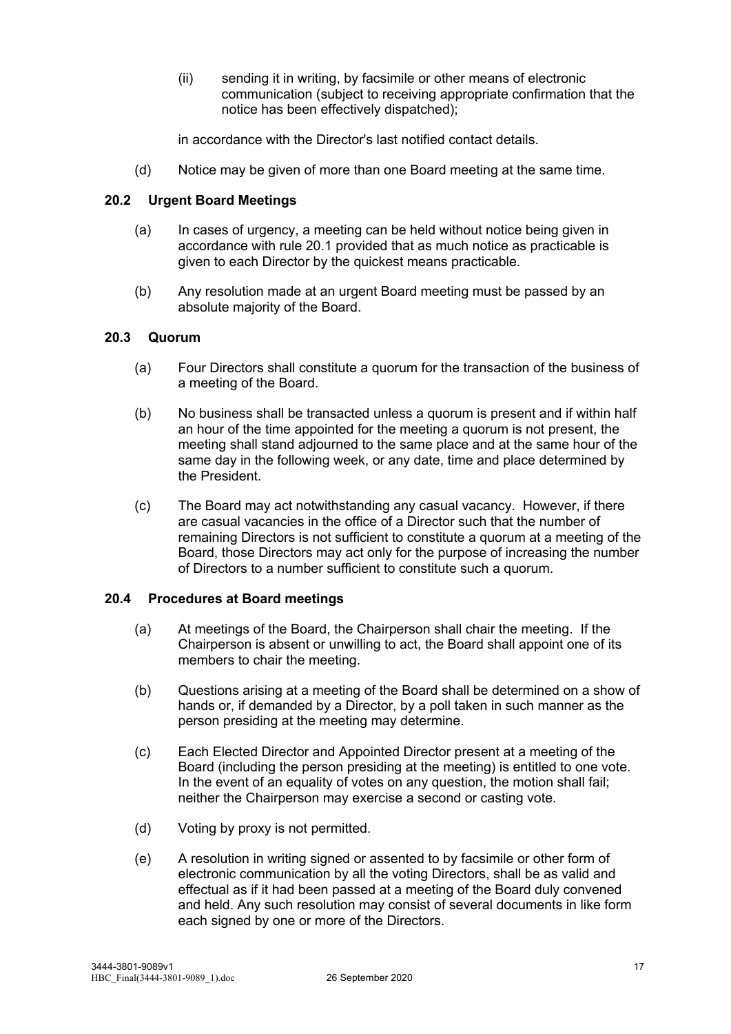(ii) sending it in writing, by facsimile or other means of electronic communication (subject to receiving appropriate confirmation that the notice has been effectively dispatched);

in accordance with the Director's last notified contact details.

(d) Notice may be given of more than one Board meeting at the same time.

### 20.2 Urgent Board Meetings

(a) In cases of urgency, a meeting can be held without notice being given in accordance with rule 20.1 provided that as much notice as practicable is given to each Director by the quickest means practicable.

(b) Any resolution made at an urgent Board meeting must be passed by an absolute majority of the Board.

### 20.3 Quorum

(a) Four Directors shall constitute a quorum for the transaction of the business of a meeting of the Board.

(b) No business shall be transacted unless a quorum is present and if within half an hour of the time appointed for the meeting a quorum is not present, the meeting shall stand adjourned to the same place and at the same hour of the same day in the following week, or any date, time and place determined by the President.

(c) The Board may act notwithstanding any casual vacancy. However, if there are casual vacancies in the office of a Director such that the number of remaining Directors is not sufficient to constitute a quorum at a meeting of the Board, those Directors may act only for the purpose of increasing the number of Directors to a number sufficient to constitute such a quorum.

### 20.4 Procedures at Board meetings

(a) At meetings of the Board, the Chairperson shall chair the meeting. If the Chairperson is absent or unwilling to act, the Board shall appoint one of its members to chair the meeting.

(b) Questions arising at a meeting of the Board shall be determined on a show of hands or, if demanded by a Director, by a poll taken in such manner as the person presiding at the meeting may determine.

(c) Each Elected Director and Appointed Director present at a meeting of the Board (including the person presiding at the meeting) is entitled to one vote. In the event of an equality of votes on any question, the motion shall fail; neither the Chairperson may exercise a second or casting vote.

(d) Voting by proxy is not permitted.

(e) A resolution in writing signed or assented to by facsimile or other form of electronic communication by all the voting Directors, shall be as valid and effectual as if it had been passed at a meeting of the Board duly convened and held. Any such resolution may consist of several documents in like form each signed by one or more of the Directors.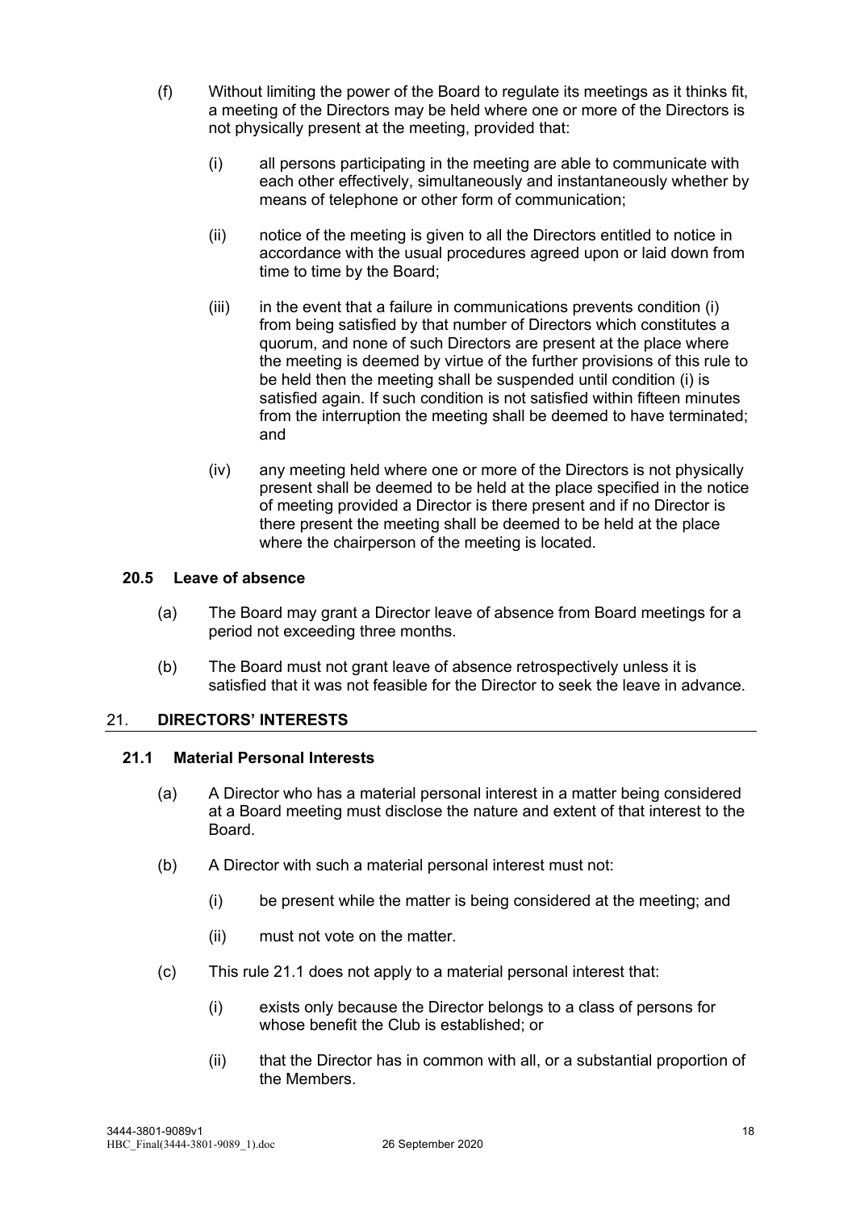(f) Without limiting the power of the Board to regulate its meetings as it thinks fit, a meeting of the Directors may be held where one or more of the Directors is not physically present at the meeting, provided that:

   (i) all persons participating in the meeting are able to communicate with each other effectively, simultaneously and instantaneously whether by means of telephone or other form of communication;

   (ii) notice of the meeting is given to all the Directors entitled to notice in accordance with the usual procedures agreed upon or laid down from time to time by the Board;

   (iii) in the event that a failure in communications prevents condition (i) from being satisfied by that number of Directors which constitutes a quorum, and none of such Directors are present at the place where the meeting is deemed by virtue of the further provisions of this rule to be held then the meeting shall be suspended until condition (i) is satisfied again. If such condition is not satisfied within fifteen minutes from the interruption the meeting shall be deemed to have terminated; and

   (iv) any meeting held where one or more of the Directors is not physically present shall be deemed to be held at the place specified in the notice of meeting provided a Director is there present and if no Director is there present the meeting shall be deemed to be held at the place where the chairperson of the meeting is located.

### 20.5 Leave of absence

(a) The Board may grant a Director leave of absence from Board meetings for a period not exceeding three months.

(b) The Board must not grant leave of absence retrospectively unless it is satisfied that it was not feasible for the Director to seek the leave in advance.

## 21. DIRECTORS' INTERESTS

### 21.1 Material Personal Interests

(a) A Director who has a material personal interest in a matter being considered at a Board meeting must disclose the nature and extent of that interest to the Board.

(b) A Director with such a material personal interest must not:

   (i) be present while the matter is being considered at the meeting; and

   (ii) must not vote on the matter.

(c) This rule 21.1 does not apply to a material personal interest that:

   (i) exists only because the Director belongs to a class of persons for whose benefit the Club is established; or

   (ii) that the Director has in common with all, or a substantial proportion of the Members.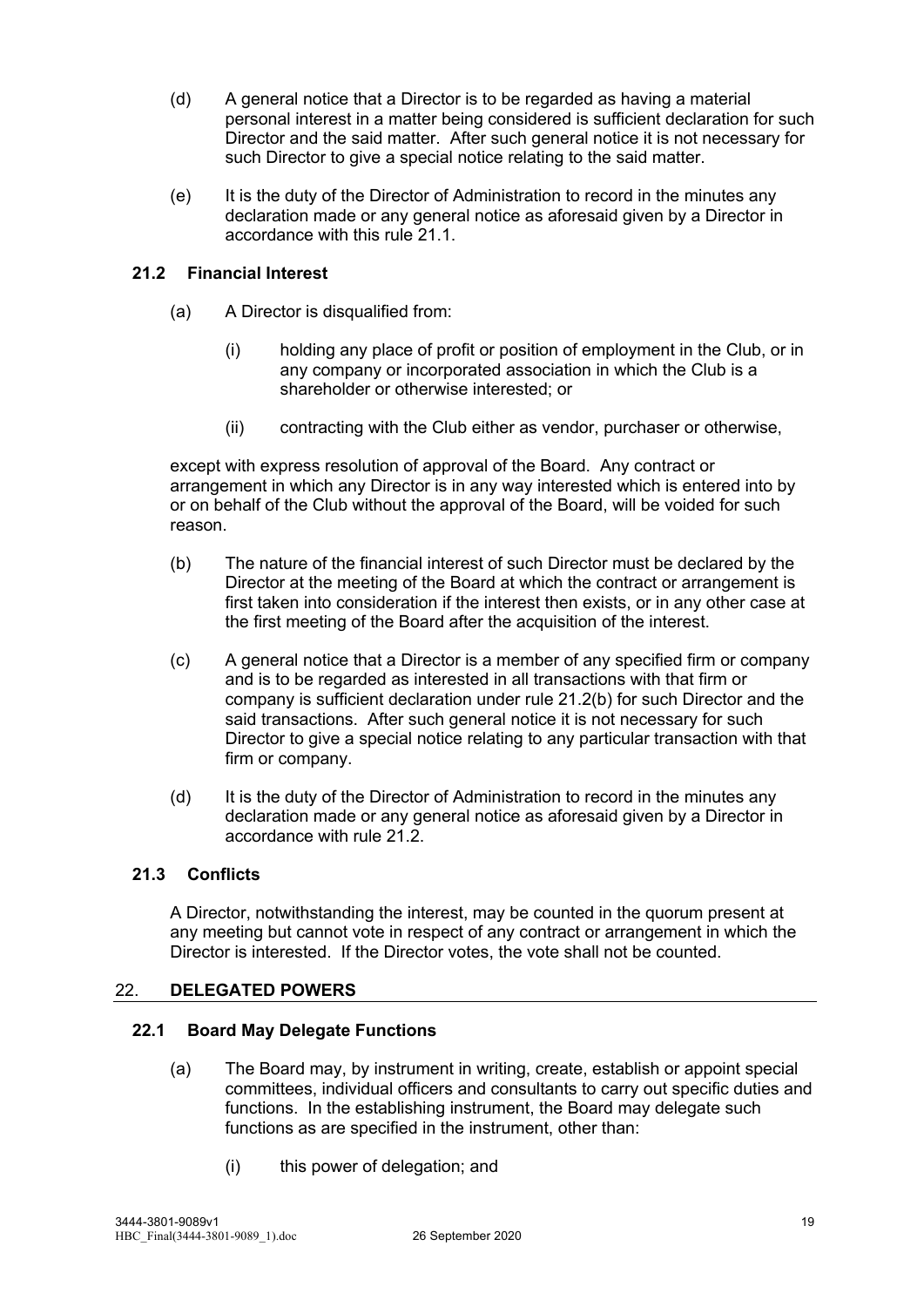(d) A general notice that a Director is to be regarded as having a material personal interest in a matter being considered is sufficient declaration for such Director and the said matter. After such general notice it is not necessary for such Director to give a special notice relating to the said matter.

(e) It is the duty of the Director of Administration to record in the minutes any declaration made or any general notice as aforesaid given by a Director in accordance with this rule 21.1.

### 21.2 Financial Interest

(a) A Director is disqualified from:

(i) holding any place of profit or position of employment in the Club, or in any company or incorporated association in which the Club is a shareholder or otherwise interested; or

(ii) contracting with the Club either as vendor, purchaser or otherwise,

except with express resolution of approval of the Board. Any contract or arrangement in which any Director is in any way interested which is entered into by or on behalf of the Club without the approval of the Board, will be voided for such reason.

(b) The nature of the financial interest of such Director must be declared by the Director at the meeting of the Board at which the contract or arrangement is first taken into consideration if the interest then exists, or in any other case at the first meeting of the Board after the acquisition of the interest.

(c) A general notice that a Director is a member of any specified firm or company and is to be regarded as interested in all transactions with that firm or company is sufficient declaration under rule 21.2(b) for such Director and the said transactions. After such general notice it is not necessary for such Director to give a special notice relating to any particular transaction with that firm or company.

(d) It is the duty of the Director of Administration to record in the minutes any declaration made or any general notice as aforesaid given by a Director in accordance with rule 21.2.

### 21.3 Conflicts

A Director, notwithstanding the interest, may be counted in the quorum present at any meeting but cannot vote in respect of any contract or arrangement in which the Director is interested. If the Director votes, the vote shall not be counted.

## 22. DELEGATED POWERS

### 22.1 Board May Delegate Functions

(a) The Board may, by instrument in writing, create, establish or appoint special committees, individual officers and consultants to carry out specific duties and functions. In the establishing instrument, the Board may delegate such functions as are specified in the instrument, other than:

(i) this power of delegation; and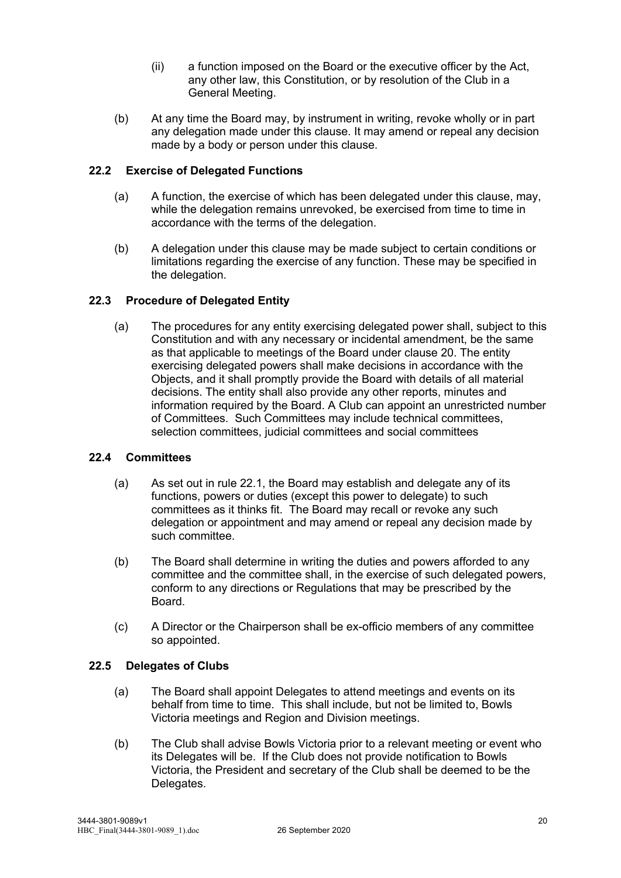(ii) a function imposed on the Board or the executive officer by the Act, any other law, this Constitution, or by resolution of the Club in a General Meeting.

(b) At any time the Board may, by instrument in writing, revoke wholly or in part any delegation made under this clause. It may amend or repeal any decision made by a body or person under this clause.

### 22.2 Exercise of Delegated Functions

(a) A function, the exercise of which has been delegated under this clause, may, while the delegation remains unrevoked, be exercised from time to time in accordance with the terms of the delegation.

(b) A delegation under this clause may be made subject to certain conditions or limitations regarding the exercise of any function. These may be specified in the delegation.

### 22.3 Procedure of Delegated Entity

(a) The procedures for any entity exercising delegated power shall, subject to this Constitution and with any necessary or incidental amendment, be the same as that applicable to meetings of the Board under clause 20. The entity exercising delegated powers shall make decisions in accordance with the Objects, and it shall promptly provide the Board with details of all material decisions. The entity shall also provide any other reports, minutes and information required by the Board. A Club can appoint an unrestricted number of Committees. Such Committees may include technical committees, selection committees, judicial committees and social committees

### 22.4 Committees

(a) As set out in rule 22.1, the Board may establish and delegate any of its functions, powers or duties (except this power to delegate) to such committees as it thinks fit. The Board may recall or revoke any such delegation or appointment and may amend or repeal any decision made by such committee.

(b) The Board shall determine in writing the duties and powers afforded to any committee and the committee shall, in the exercise of such delegated powers, conform to any directions or Regulations that may be prescribed by the Board.

(c) A Director or the Chairperson shall be ex-officio members of any committee so appointed.

### 22.5 Delegates of Clubs

(a) The Board shall appoint Delegates to attend meetings and events on its behalf from time to time. This shall include, but not be limited to, Bowls Victoria meetings and Region and Division meetings.

(b) The Club shall advise Bowls Victoria prior to a relevant meeting or event who its Delegates will be. If the Club does not provide notification to Bowls Victoria, the President and secretary of the Club shall be deemed to be the Delegates.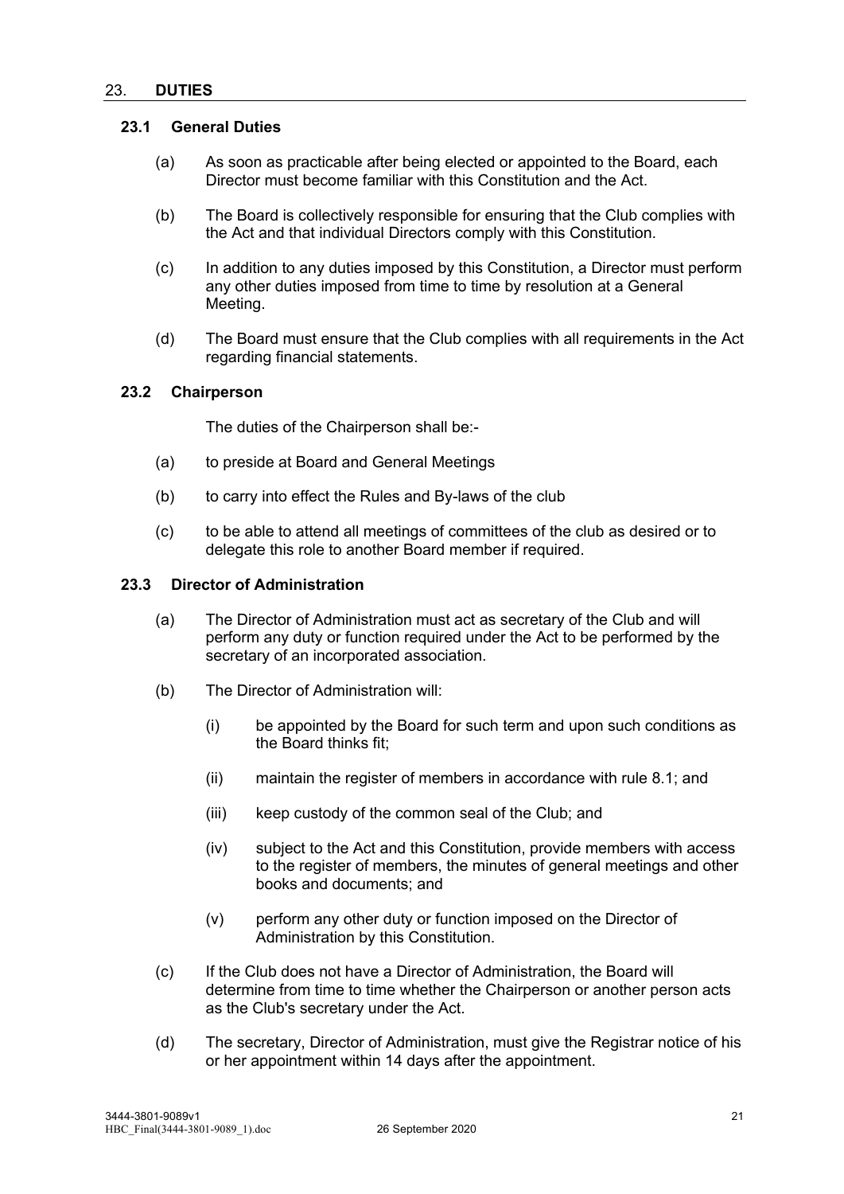## 23. DUTIES

### 23.1 General Duties

(a) As soon as practicable after being elected or appointed to the Board, each Director must become familiar with this Constitution and the Act.

(b) The Board is collectively responsible for ensuring that the Club complies with the Act and that individual Directors comply with this Constitution.

(c) In addition to any duties imposed by this Constitution, a Director must perform any other duties imposed from time to time by resolution at a General Meeting.

(d) The Board must ensure that the Club complies with all requirements in the Act regarding financial statements.

### 23.2 Chairperson

The duties of the Chairperson shall be:-

(a) to preside at Board and General Meetings

(b) to carry into effect the Rules and By-laws of the club

(c) to be able to attend all meetings of committees of the club as desired or to delegate this role to another Board member if required.

### 23.3 Director of Administration

(a) The Director of Administration must act as secretary of the Club and will perform any duty or function required under the Act to be performed by the secretary of an incorporated association.

(b) The Director of Administration will:

(i) be appointed by the Board for such term and upon such conditions as the Board thinks fit;

(ii) maintain the register of members in accordance with rule 8.1; and

(iii) keep custody of the common seal of the Club; and

(iv) subject to the Act and this Constitution, provide members with access to the register of members, the minutes of general meetings and other books and documents; and

(v) perform any other duty or function imposed on the Director of Administration by this Constitution.

(c) If the Club does not have a Director of Administration, the Board will determine from time to time whether the Chairperson or another person acts as the Club's secretary under the Act.

(d) The secretary, Director of Administration, must give the Registrar notice of his or her appointment within 14 days after the appointment.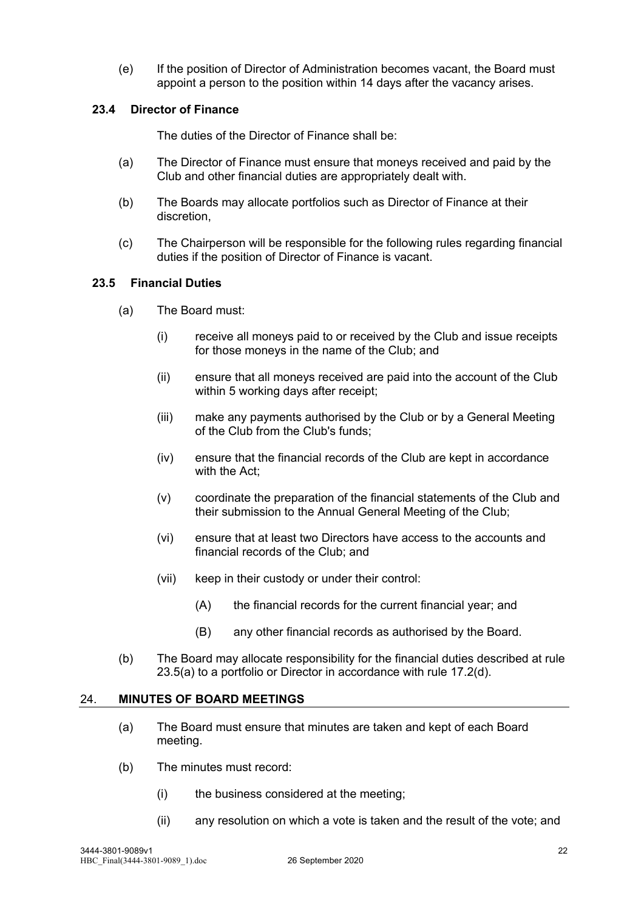(e) If the position of Director of Administration becomes vacant, the Board must appoint a person to the position within 14 days after the vacancy arises.

### 23.4 Director of Finance

The duties of the Director of Finance shall be:

(a) The Director of Finance must ensure that moneys received and paid by the Club and other financial duties are appropriately dealt with.

(b) The Boards may allocate portfolios such as Director of Finance at their discretion,

(c) The Chairperson will be responsible for the following rules regarding financial duties if the position of Director of Finance is vacant.

### 23.5 Financial Duties

(a) The Board must:

(i) receive all moneys paid to or received by the Club and issue receipts for those moneys in the name of the Club; and

(ii) ensure that all moneys received are paid into the account of the Club within 5 working days after receipt;

(iii) make any payments authorised by the Club or by a General Meeting of the Club from the Club's funds;

(iv) ensure that the financial records of the Club are kept in accordance with the Act;

(v) coordinate the preparation of the financial statements of the Club and their submission to the Annual General Meeting of the Club;

(vi) ensure that at least two Directors have access to the accounts and financial records of the Club; and

(vii) keep in their custody or under their control:

(A) the financial records for the current financial year; and

(B) any other financial records as authorised by the Board.

(b) The Board may allocate responsibility for the financial duties described at rule 23.5(a) to a portfolio or Director in accordance with rule 17.2(d).

## 24. MINUTES OF BOARD MEETINGS

(a) The Board must ensure that minutes are taken and kept of each Board meeting.

(b) The minutes must record:

(i) the business considered at the meeting;

(ii) any resolution on which a vote is taken and the result of the vote; and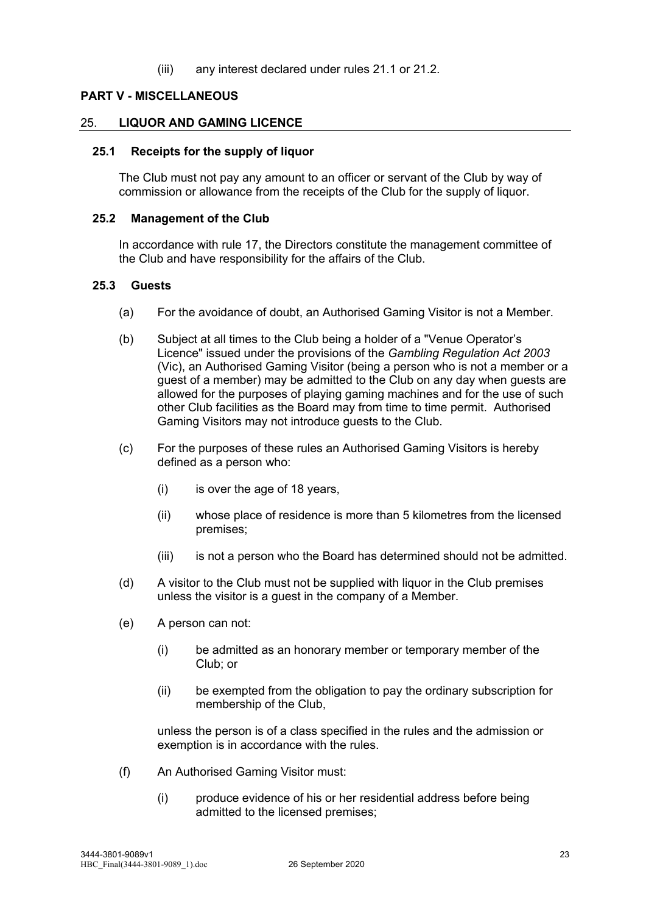(iii) any interest declared under rules 21.1 or 21.2.

## PART V - MISCELLANEOUS

## 25. LIQUOR AND GAMING LICENCE

### 25.1 Receipts for the supply of liquor

The Club must not pay any amount to an officer or servant of the Club by way of commission or allowance from the receipts of the Club for the supply of liquor.

### 25.2 Management of the Club

In accordance with rule 17, the Directors constitute the management committee of the Club and have responsibility for the affairs of the Club.

### 25.3 Guests

(a) For the avoidance of doubt, an Authorised Gaming Visitor is not a Member.

(b) Subject at all times to the Club being a holder of a "Venue Operator's Licence" issued under the provisions of the *Gambling Regulation Act 2003* (Vic), an Authorised Gaming Visitor (being a person who is not a member or a guest of a member) may be admitted to the Club on any day when guests are allowed for the purposes of playing gaming machines and for the use of such other Club facilities as the Board may from time to time permit. Authorised Gaming Visitors may not introduce guests to the Club.

(c) For the purposes of these rules an Authorised Gaming Visitors is hereby defined as a person who:

(i) is over the age of 18 years,

(ii) whose place of residence is more than 5 kilometres from the licensed premises;

(iii) is not a person who the Board has determined should not be admitted.

(d) A visitor to the Club must not be supplied with liquor in the Club premises unless the visitor is a guest in the company of a Member.

(e) A person can not:

(i) be admitted as an honorary member or temporary member of the Club; or

(ii) be exempted from the obligation to pay the ordinary subscription for membership of the Club,

unless the person is of a class specified in the rules and the admission or exemption is in accordance with the rules.

(f) An Authorised Gaming Visitor must:

(i) produce evidence of his or her residential address before being admitted to the licensed premises;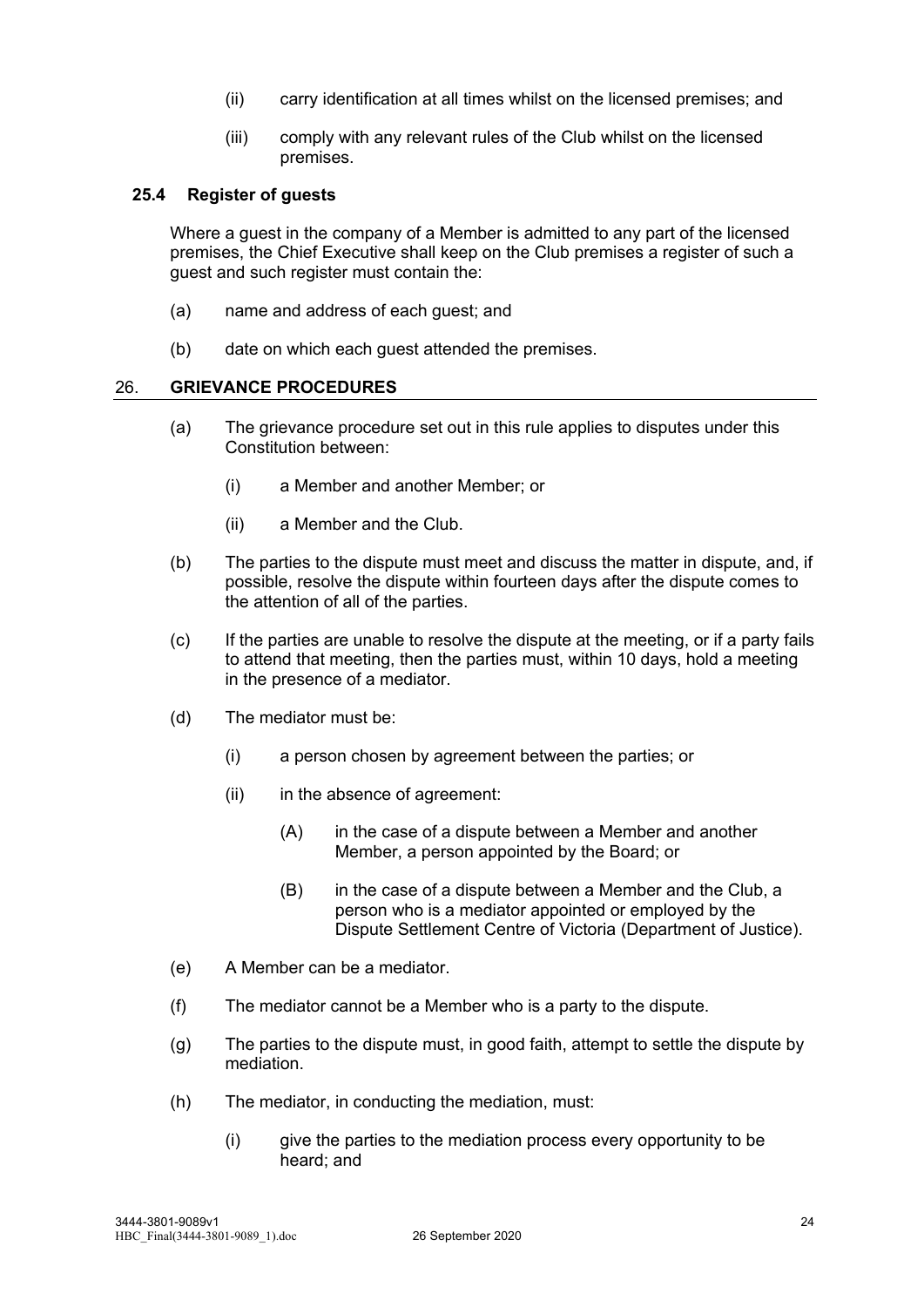(ii) carry identification at all times whilst on the licensed premises; and

(iii) comply with any relevant rules of the Club whilst on the licensed premises.

### 25.4 Register of guests

Where a guest in the company of a Member is admitted to any part of the licensed premises, the Chief Executive shall keep on the Club premises a register of such a guest and such register must contain the:

(a) name and address of each guest; and

(b) date on which each guest attended the premises.

## 26. GRIEVANCE PROCEDURES

(a) The grievance procedure set out in this rule applies to disputes under this Constitution between:

(i) a Member and another Member; or

(ii) a Member and the Club.

(b) The parties to the dispute must meet and discuss the matter in dispute, and, if possible, resolve the dispute within fourteen days after the dispute comes to the attention of all of the parties.

(c) If the parties are unable to resolve the dispute at the meeting, or if a party fails to attend that meeting, then the parties must, within 10 days, hold a meeting in the presence of a mediator.

(d) The mediator must be:

(i) a person chosen by agreement between the parties; or

(ii) in the absence of agreement:

(A) in the case of a dispute between a Member and another Member, a person appointed by the Board; or

(B) in the case of a dispute between a Member and the Club, a person who is a mediator appointed or employed by the Dispute Settlement Centre of Victoria (Department of Justice).

(e) A Member can be a mediator.

(f) The mediator cannot be a Member who is a party to the dispute.

(g) The parties to the dispute must, in good faith, attempt to settle the dispute by mediation.

(h) The mediator, in conducting the mediation, must:

(i) give the parties to the mediation process every opportunity to be heard; and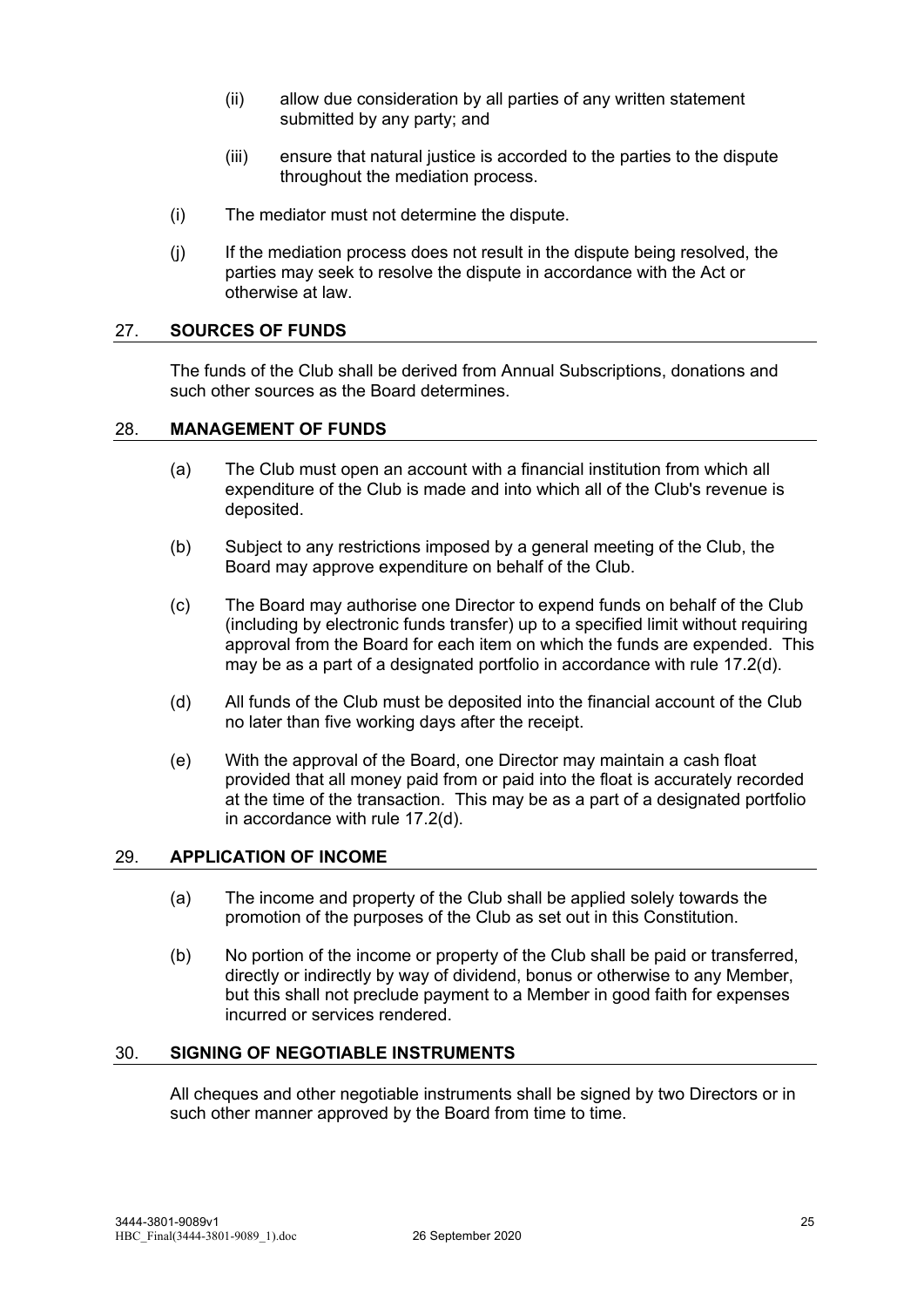(ii) allow due consideration by all parties of any written statement submitted by any party; and

(iii) ensure that natural justice is accorded to the parties to the dispute throughout the mediation process.

(i) The mediator must not determine the dispute.

(j) If the mediation process does not result in the dispute being resolved, the parties may seek to resolve the dispute in accordance with the Act or otherwise at law.

## 27. SOURCES OF FUNDS

The funds of the Club shall be derived from Annual Subscriptions, donations and such other sources as the Board determines.

## 28. MANAGEMENT OF FUNDS

(a) The Club must open an account with a financial institution from which all expenditure of the Club is made and into which all of the Club's revenue is deposited.

(b) Subject to any restrictions imposed by a general meeting of the Club, the Board may approve expenditure on behalf of the Club.

(c) The Board may authorise one Director to expend funds on behalf of the Club (including by electronic funds transfer) up to a specified limit without requiring approval from the Board for each item on which the funds are expended. This may be as a part of a designated portfolio in accordance with rule 17.2(d).

(d) All funds of the Club must be deposited into the financial account of the Club no later than five working days after the receipt.

(e) With the approval of the Board, one Director may maintain a cash float provided that all money paid from or paid into the float is accurately recorded at the time of the transaction. This may be as a part of a designated portfolio in accordance with rule 17.2(d).

## 29. APPLICATION OF INCOME

(a) The income and property of the Club shall be applied solely towards the promotion of the purposes of the Club as set out in this Constitution.

(b) No portion of the income or property of the Club shall be paid or transferred, directly or indirectly by way of dividend, bonus or otherwise to any Member, but this shall not preclude payment to a Member in good faith for expenses incurred or services rendered.

## 30. SIGNING OF NEGOTIABLE INSTRUMENTS

All cheques and other negotiable instruments shall be signed by two Directors or in such other manner approved by the Board from time to time.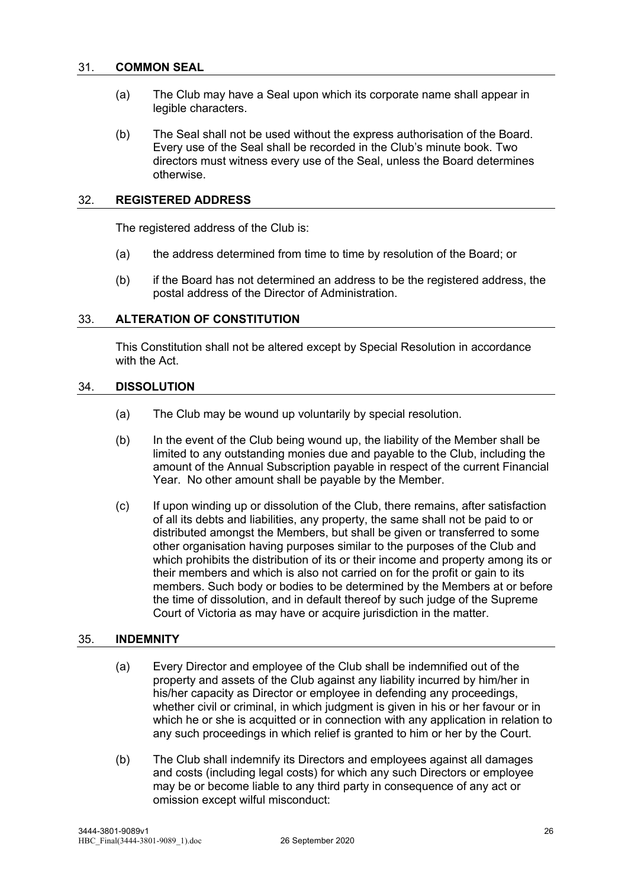## 31. COMMON SEAL

(a) The Club may have a Seal upon which its corporate name shall appear in legible characters.

(b) The Seal shall not be used without the express authorisation of the Board. Every use of the Seal shall be recorded in the Club's minute book. Two directors must witness every use of the Seal, unless the Board determines otherwise.

## 32. REGISTERED ADDRESS

The registered address of the Club is:

(a) the address determined from time to time by resolution of the Board; or

(b) if the Board has not determined an address to be the registered address, the postal address of the Director of Administration.

## 33. ALTERATION OF CONSTITUTION

This Constitution shall not be altered except by Special Resolution in accordance with the Act.

## 34. DISSOLUTION

(a) The Club may be wound up voluntarily by special resolution.

(b) In the event of the Club being wound up, the liability of the Member shall be limited to any outstanding monies due and payable to the Club, including the amount of the Annual Subscription payable in respect of the current Financial Year. No other amount shall be payable by the Member.

(c) If upon winding up or dissolution of the Club, there remains, after satisfaction of all its debts and liabilities, any property, the same shall not be paid to or distributed amongst the Members, but shall be given or transferred to some other organisation having purposes similar to the purposes of the Club and which prohibits the distribution of its or their income and property among its or their members and which is also not carried on for the profit or gain to its members. Such body or bodies to be determined by the Members at or before the time of dissolution, and in default thereof by such judge of the Supreme Court of Victoria as may have or acquire jurisdiction in the matter.

## 35. INDEMNITY

(a) Every Director and employee of the Club shall be indemnified out of the property and assets of the Club against any liability incurred by him/her in his/her capacity as Director or employee in defending any proceedings, whether civil or criminal, in which judgment is given in his or her favour or in which he or she is acquitted or in connection with any application in relation to any such proceedings in which relief is granted to him or her by the Court.

(b) The Club shall indemnify its Directors and employees against all damages and costs (including legal costs) for which any such Directors or employee may be or become liable to any third party in consequence of any act or omission except wilful misconduct: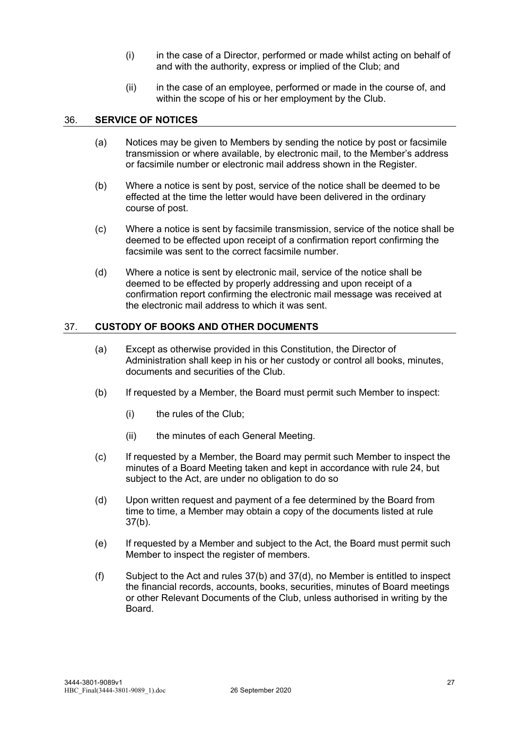(i) in the case of a Director, performed or made whilst acting on behalf of and with the authority, express or implied of the Club; and

(ii) in the case of an employee, performed or made in the course of, and within the scope of his or her employment by the Club.

## 36. SERVICE OF NOTICES

(a) Notices may be given to Members by sending the notice by post or facsimile transmission or where available, by electronic mail, to the Member's address or facsimile number or electronic mail address shown in the Register.

(b) Where a notice is sent by post, service of the notice shall be deemed to be effected at the time the letter would have been delivered in the ordinary course of post.

(c) Where a notice is sent by facsimile transmission, service of the notice shall be deemed to be effected upon receipt of a confirmation report confirming the facsimile was sent to the correct facsimile number.

(d) Where a notice is sent by electronic mail, service of the notice shall be deemed to be effected by properly addressing and upon receipt of a confirmation report confirming the electronic mail message was received at the electronic mail address to which it was sent.

## 37. CUSTODY OF BOOKS AND OTHER DOCUMENTS

(a) Except as otherwise provided in this Constitution, the Director of Administration shall keep in his or her custody or control all books, minutes, documents and securities of the Club.

(b) If requested by a Member, the Board must permit such Member to inspect:

  (i) the rules of the Club;

  (ii) the minutes of each General Meeting.

(c) If requested by a Member, the Board may permit such Member to inspect the minutes of a Board Meeting taken and kept in accordance with rule 24, but subject to the Act, are under no obligation to do so

(d) Upon written request and payment of a fee determined by the Board from time to time, a Member may obtain a copy of the documents listed at rule 37(b).

(e) If requested by a Member and subject to the Act, the Board must permit such Member to inspect the register of members.

(f) Subject to the Act and rules 37(b) and 37(d), no Member is entitled to inspect the financial records, accounts, books, securities, minutes of Board meetings or other Relevant Documents of the Club, unless authorised in writing by the Board.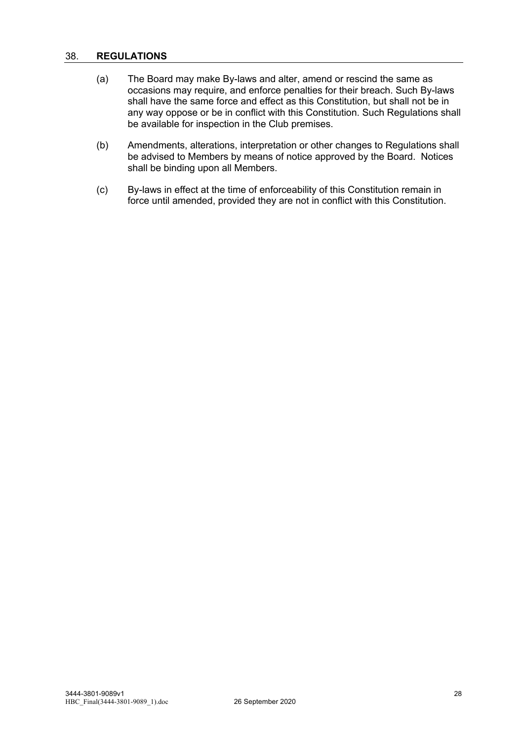## 38. **REGULATIONS**

(a) The Board may make By-laws and alter, amend or rescind the same as occasions may require, and enforce penalties for their breach. Such By-laws shall have the same force and effect as this Constitution, but shall not be in any way oppose or be in conflict with this Constitution. Such Regulations shall be available for inspection in the Club premises.

(b) Amendments, alterations, interpretation or other changes to Regulations shall be advised to Members by means of notice approved by the Board. Notices shall be binding upon all Members.

(c) By-laws in effect at the time of enforceability of this Constitution remain in force until amended, provided they are not in conflict with this Constitution.